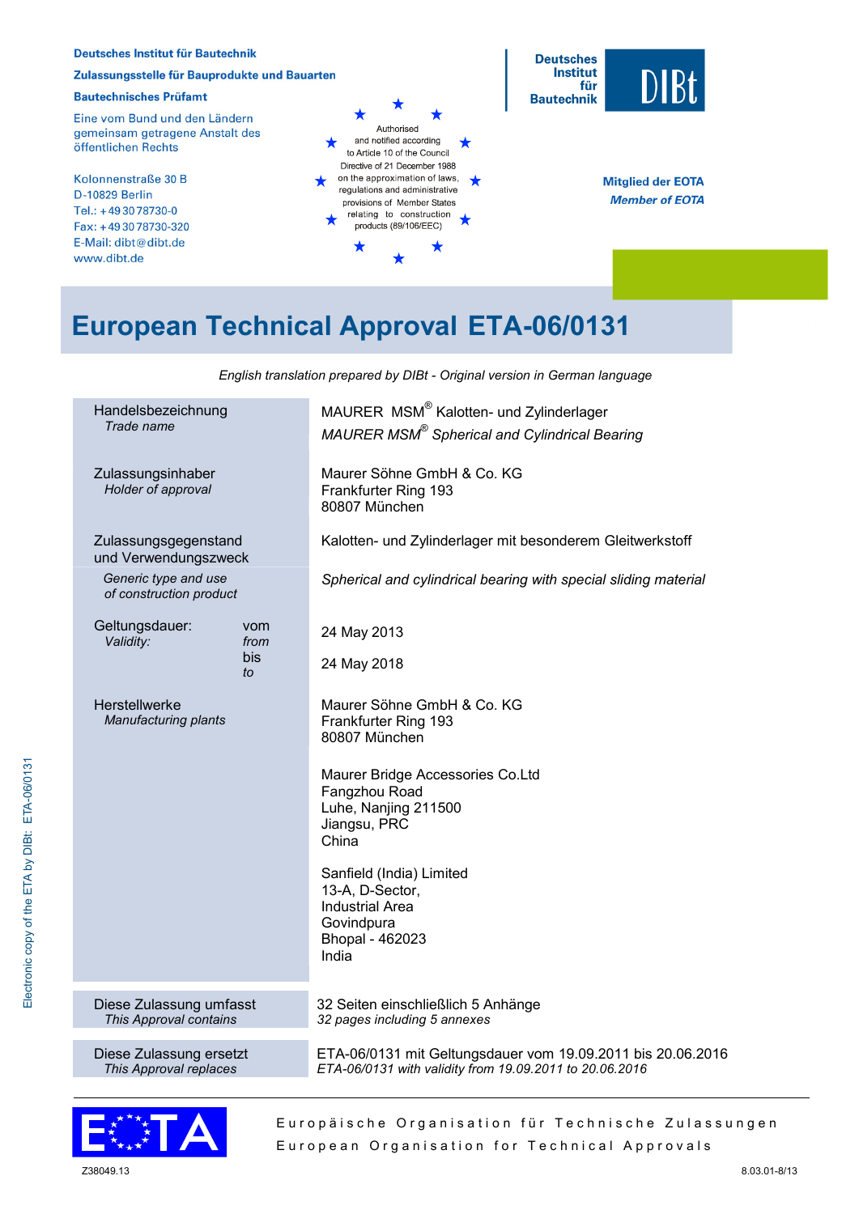Deutsches Institut für Bautechnik

Zulassungsstelle für Bauprodukte und Bauarten

Bautechnisches Prüfamt

Eine vom Bund und den Ländern gemeinsam getragene Anstalt des öffentlichen Rechts

Kolonnenstraße 30 B
D-10829 Berlin
Tel.: +49 30 78730-0
Fax: +49 30 78730-320
E-Mail: dibt@dibt.de
www.dibt.de

Authorised and notified according to Article 10 of the Council Directive of 21 December 1988 on the approximation of laws, regulations and administrative provisions of Member States relating to construction products (89/106/EEC)

Deutsches Institut für Bautechnik — DIBt

Mitglied der EOTA
*Member of EOTA*

# European Technical Approval ETA-06/0131

*English translation prepared by DIBt - Original version in German language*

| | |
|---|---|
| Handelsbezeichnung<br>*Trade name* | MAURER MSM® Kalotten- und Zylinderlager<br>*MAURER MSM® Spherical and Cylindrical Bearing* |
| Zulassungsinhaber<br>*Holder of approval* | Maurer Söhne GmbH & Co. KG<br>Frankfurter Ring 193<br>80807 München |
| Zulassungsgegenstand und Verwendungszweck<br>*Generic type and use of construction product* | Kalotten- und Zylinderlager mit besonderem Gleitwerkstoff<br>*Spherical and cylindrical bearing with special sliding material* |
| Geltungsdauer: *Validity:* vom *from* | 24 May 2013 |
| bis *to* | 24 May 2018 |
| Herstellwerke<br>*Manufacturing plants* | Maurer Söhne GmbH & Co. KG<br>Frankfurter Ring 193<br>80807 München<br><br>Maurer Bridge Accessories Co.Ltd<br>Fangzhou Road<br>Luhe, Nanjing 211500<br>Jiangsu, PRC<br>China<br><br>Sanfield (India) Limited<br>13-A, D-Sector,<br>Industrial Area<br>Govindpura<br>Bhopal - 462023<br>India |
| Diese Zulassung umfasst<br>*This Approval contains* | 32 Seiten einschließlich 5 Anhänge<br>*32 pages including 5 annexes* |
| Diese Zulassung ersetzt<br>*This Approval replaces* | ETA-06/0131 mit Geltungsdauer vom 19.09.2011 bis 20.06.2016<br>*ETA-06/0131 with validity from 19.09.2011 to 20.06.2016* |

Europäische Organisation für Technische Zulassungen
European Organisation for Technical Approvals

Z38049.13 8.03.01-8/13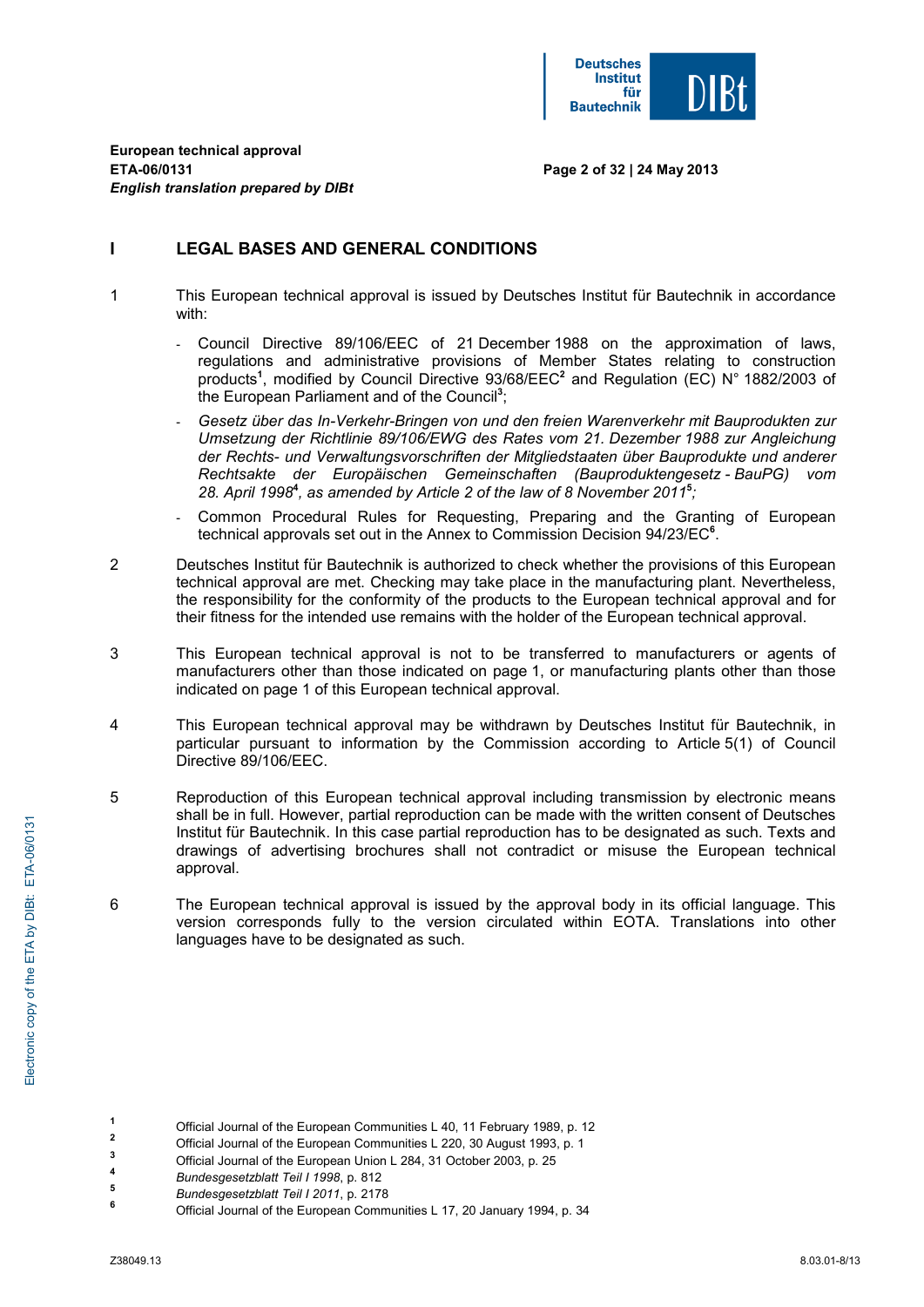# I LEGAL BASES AND GENERAL CONDITIONS

1 This European technical approval is issued by Deutsches Institut für Bautechnik in accordance with:

- Council Directive 89/106/EEC of 21 December 1988 on the approximation of laws, regulations and administrative provisions of Member States relating to construction products[1], modified by Council Directive 93/68/EEC[2] and Regulation (EC) N° 1882/2003 of the European Parliament and of the Council[3];
- *Gesetz über das In-Verkehr-Bringen von und den freien Warenverkehr mit Bauprodukten zur Umsetzung der Richtlinie 89/106/EWG des Rates vom 21. Dezember 1988 zur Angleichung der Rechts- und Verwaltungsvorschriften der Mitgliedstaaten über Bauprodukte und anderer Rechtsakte der Europäischen Gemeinschaften (Bauproduktengesetz - BauPG) vom 28. April 1998[4], as amended by Article 2 of the law of 8 November 2011[5];*
- Common Procedural Rules for Requesting, Preparing and the Granting of European technical approvals set out in the Annex to Commission Decision 94/23/EC[6].

2 Deutsches Institut für Bautechnik is authorized to check whether the provisions of this European technical approval are met. Checking may take place in the manufacturing plant. Nevertheless, the responsibility for the conformity of the products to the European technical approval and for their fitness for the intended use remains with the holder of the European technical approval.

3 This European technical approval is not to be transferred to manufacturers or agents of manufacturers other than those indicated on page 1, or manufacturing plants other than those indicated on page 1 of this European technical approval.

4 This European technical approval may be withdrawn by Deutsches Institut für Bautechnik, in particular pursuant to information by the Commission according to Article 5(1) of Council Directive 89/106/EEC.

5 Reproduction of this European technical approval including transmission by electronic means shall be in full. However, partial reproduction can be made with the written consent of Deutsches Institut für Bautechnik. In this case partial reproduction has to be designated as such. Texts and drawings of advertising brochures shall not contradict or misuse the European technical approval.

6 The European technical approval is issued by the approval body in its official language. This version corresponds fully to the version circulated within EOTA. Translations into other languages have to be designated as such.

[1] Official Journal of the European Communities L 40, 11 February 1989, p. 12
[2] Official Journal of the European Communities L 220, 30 August 1993, p. 1
[3] Official Journal of the European Union L 284, 31 October 2003, p. 25
[4] *Bundesgesetzblatt Teil I 1998*, p. 812
[5] *Bundesgesetzblatt Teil I 2011*, p. 2178
[6] Official Journal of the European Communities L 17, 20 January 1994, p. 34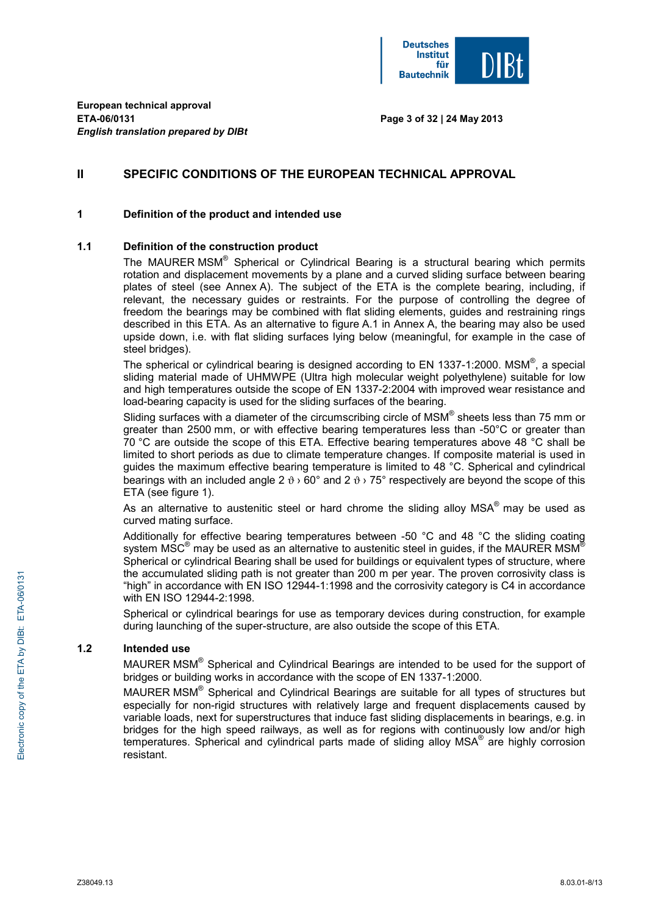## II SPECIFIC CONDITIONS OF THE EUROPEAN TECHNICAL APPROVAL

### 1 Definition of the product and intended use

#### 1.1 Definition of the construction product

The MAURER MSM® Spherical or Cylindrical Bearing is a structural bearing which permits rotation and displacement movements by a plane and a curved sliding surface between bearing plates of steel (see Annex A). The subject of the ETA is the complete bearing, including, if relevant, the necessary guides or restraints. For the purpose of controlling the degree of freedom the bearings may be combined with flat sliding elements, guides and restraining rings described in this ETA. As an alternative to figure A.1 in Annex A, the bearing may also be used upside down, i.e. with flat sliding surfaces lying below (meaningful, for example in the case of steel bridges).

The spherical or cylindrical bearing is designed according to EN 1337-1:2000. MSM®, a special sliding material made of UHMWPE (Ultra high molecular weight polyethylene) suitable for low and high temperatures outside the scope of EN 1337-2:2004 with improved wear resistance and load-bearing capacity is used for the sliding surfaces of the bearing.

Sliding surfaces with a diameter of the circumscribing circle of MSM® sheets less than 75 mm or greater than 2500 mm, or with effective bearing temperatures less than -50°C or greater than 70 °C are outside the scope of this ETA. Effective bearing temperatures above 48 °C shall be limited to short periods as due to climate temperature changes. If composite material is used in guides the maximum effective bearing temperature is limited to 48 °C. Spherical and cylindrical bearings with an included angle $2\vartheta > 60°$ and $2\vartheta > 75°$ respectively are beyond the scope of this ETA (see figure 1).

As an alternative to austenitic steel or hard chrome the sliding alloy MSA® may be used as curved mating surface.

Additionally for effective bearing temperatures between -50 °C and 48 °C the sliding coating system MSC® may be used as an alternative to austenitic steel in guides, if the MAURER MSM® Spherical or cylindrical Bearing shall be used for buildings or equivalent types of structure, where the accumulated sliding path is not greater than 200 m per year. The proven corrosivity class is "high" in accordance with EN ISO 12944-1:1998 and the corrosivity category is C4 in accordance with EN ISO 12944-2:1998.

Spherical or cylindrical bearings for use as temporary devices during construction, for example during launching of the super-structure, are also outside the scope of this ETA.

#### 1.2 Intended use

MAURER MSM® Spherical and Cylindrical Bearings are intended to be used for the support of bridges or building works in accordance with the scope of EN 1337-1:2000.

MAURER MSM® Spherical and Cylindrical Bearings are suitable for all types of structures but especially for non-rigid structures with relatively large and frequent displacements caused by variable loads, next for superstructures that induce fast sliding displacements in bearings, e.g. in bridges for the high speed railways, as well as for regions with continuously low and/or high temperatures. Spherical and cylindrical parts made of sliding alloy MSA® are highly corrosion resistant.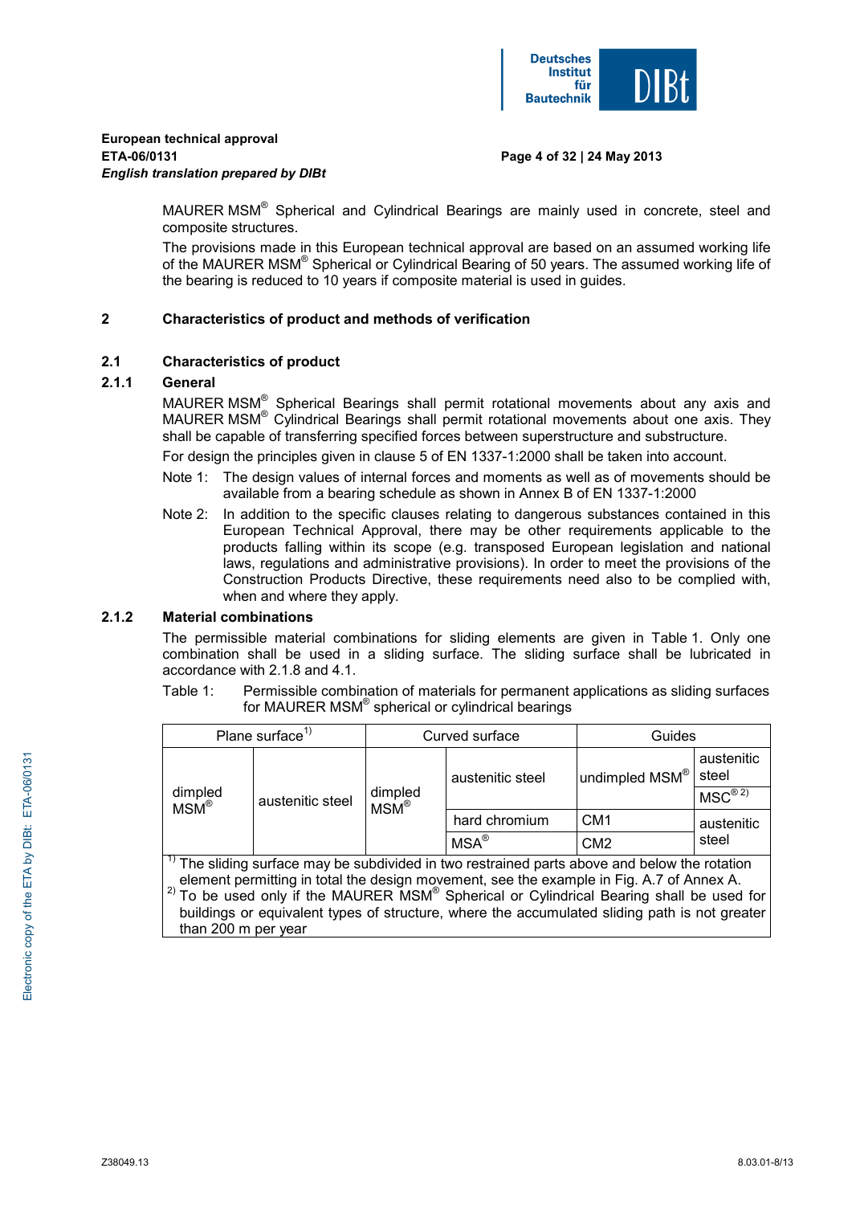MAURER MSM® Spherical and Cylindrical Bearings are mainly used in concrete, steel and composite structures.

The provisions made in this European technical approval are based on an assumed working life of the MAURER MSM® Spherical or Cylindrical Bearing of 50 years. The assumed working life of the bearing is reduced to 10 years if composite material is used in guides.

## 2 Characteristics of product and methods of verification

### 2.1 Characteristics of product

#### 2.1.1 General

MAURER MSM® Spherical Bearings shall permit rotational movements about any axis and MAURER MSM® Cylindrical Bearings shall permit rotational movements about one axis. They shall be capable of transferring specified forces between superstructure and substructure.

For design the principles given in clause 5 of EN 1337-1:2000 shall be taken into account.

Note 1: The design values of internal forces and moments as well as of movements should be available from a bearing schedule as shown in Annex B of EN 1337-1:2000

Note 2: In addition to the specific clauses relating to dangerous substances contained in this European Technical Approval, there may be other requirements applicable to the products falling within its scope (e.g. transposed European legislation and national laws, regulations and administrative provisions). In order to meet the provisions of the Construction Products Directive, these requirements need also to be complied with, when and where they apply.

#### 2.1.2 Material combinations

The permissible material combinations for sliding elements are given in Table 1. Only one combination shall be used in a sliding surface. The sliding surface shall be lubricated in accordance with 2.1.8 and 4.1.

Table 1: Permissible combination of materials for permanent applications as sliding surfaces for MAURER MSM® spherical or cylindrical bearings

| Plane surface[1] | | Curved surface | | Guides | |
|---|---|---|---|---|---|
| dimpled MSM® | austenitic steel | dimpled MSM® | austenitic steel | undimpled MSM® | austenitic steel |
| | | | | | MSC®[2] |
| | | | hard chromium | CM1 | austenitic steel |
| | | | MSA® | CM2 | |

[1] The sliding surface may be subdivided in two restrained parts above and below the rotation element permitting in total the design movement, see the example in Fig. A.7 of Annex A.

[2] To be used only if the MAURER MSM® Spherical or Cylindrical Bearing shall be used for buildings or equivalent types of structure, where the accumulated sliding path is not greater than 200 m per year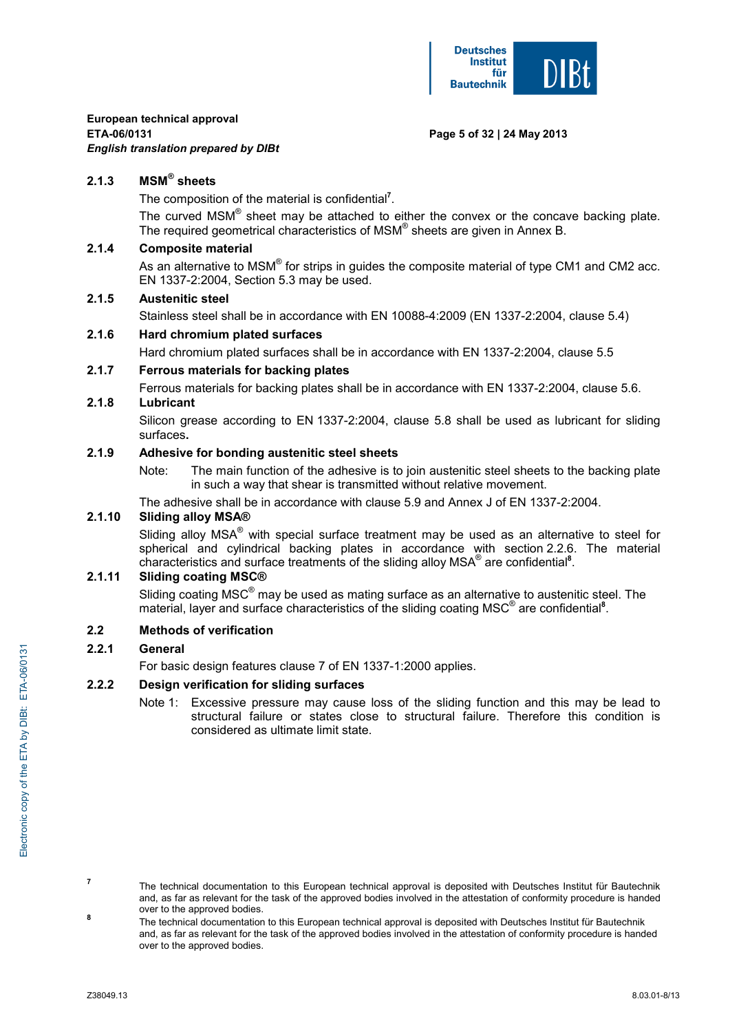#### 2.1.3 MSM® sheets

The composition of the material is confidential[7].

The curved MSM® sheet may be attached to either the convex or the concave backing plate. The required geometrical characteristics of MSM® sheets are given in Annex B.

#### 2.1.4 Composite material

As an alternative to MSM® for strips in guides the composite material of type CM1 and CM2 acc. EN 1337-2:2004, Section 5.3 may be used.

#### 2.1.5 Austenitic steel

Stainless steel shall be in accordance with EN 10088-4:2009 (EN 1337-2:2004, clause 5.4)

#### 2.1.6 Hard chromium plated surfaces

Hard chromium plated surfaces shall be in accordance with EN 1337-2:2004, clause 5.5

#### 2.1.7 Ferrous materials for backing plates

Ferrous materials for backing plates shall be in accordance with EN 1337-2:2004, clause 5.6.

#### 2.1.8 Lubricant

Silicon grease according to EN 1337-2:2004, clause 5.8 shall be used as lubricant for sliding surfaces**.**

#### 2.1.9 Adhesive for bonding austenitic steel sheets

Note: The main function of the adhesive is to join austenitic steel sheets to the backing plate in such a way that shear is transmitted without relative movement.

The adhesive shall be in accordance with clause 5.9 and Annex J of EN 1337-2:2004.

#### 2.1.10 Sliding alloy MSA®

Sliding alloy MSA® with special surface treatment may be used as an alternative to steel for spherical and cylindrical backing plates in accordance with section 2.2.6. The material characteristics and surface treatments of the sliding alloy MSA® are confidential[8].

#### 2.1.11 Sliding coating MSC®

Sliding coating MSC® may be used as mating surface as an alternative to austenitic steel. The material, layer and surface characteristics of the sliding coating MSC® are confidential[8].

### 2.2 Methods of verification

#### 2.2.1 General

For basic design features clause 7 of EN 1337-1:2000 applies.

#### 2.2.2 Design verification for sliding surfaces

Note 1: Excessive pressure may cause loss of the sliding function and this may be lead to structural failure or states close to structural failure. Therefore this condition is considered as ultimate limit state.

---

[7] The technical documentation to this European technical approval is deposited with Deutsches Institut für Bautechnik and, as far as relevant for the task of the approved bodies involved in the attestation of conformity procedure is handed over to the approved bodies.

[8] The technical documentation to this European technical approval is deposited with Deutsches Institut für Bautechnik and, as far as relevant for the task of the approved bodies involved in the attestation of conformity procedure is handed over to the approved bodies.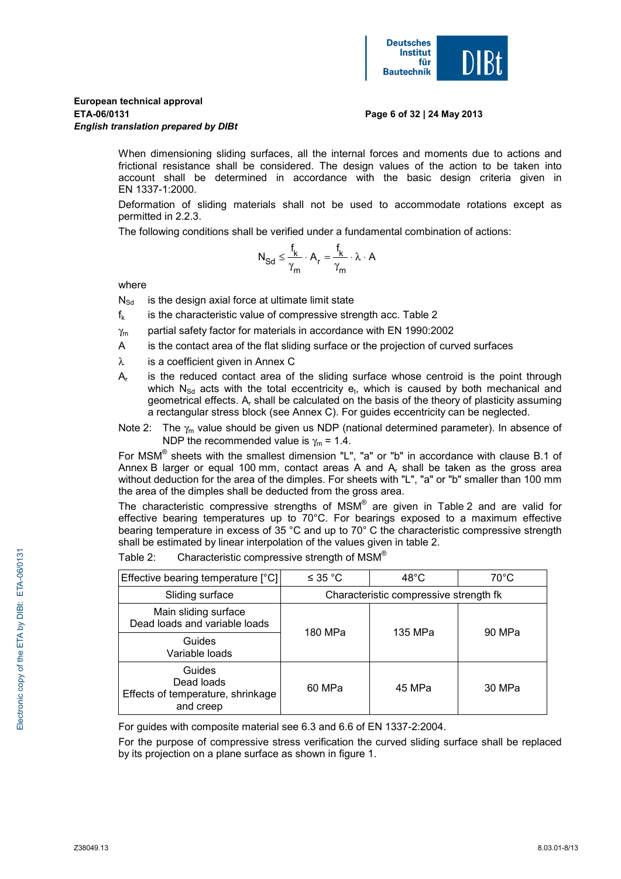When dimensioning sliding surfaces, all the internal forces and moments due to actions and frictional resistance shall be considered. The design values of the action to be taken into account shall be determined in accordance with the basic design criteria given in EN 1337-1:2000.

Deformation of sliding materials shall not be used to accommodate rotations except as permitted in 2.2.3.

The following conditions shall be verified under a fundamental combination of actions:

$$N_{Sd} \leq \frac{f_k}{\gamma_m} \cdot A_r = \frac{f_k}{\gamma_m} \cdot \lambda \cdot A$$

where

- $N_{Sd}$ is the design axial force at ultimate limit state
- $f_k$ is the characteristic value of compressive strength acc. Table 2
- $\gamma_m$ partial safety factor for materials in accordance with EN 1990:2002
- $A$ is the contact area of the flat sliding surface or the projection of curved surfaces
- $\lambda$ is a coefficient given in Annex C
- $A_r$ is the reduced contact area of the sliding surface whose centroid is the point through which $N_{Sd}$ acts with the total eccentricity $e_t$, which is caused by both mechanical and geometrical effects. $A_r$ shall be calculated on the basis of the theory of plasticity assuming a rectangular stress block (see Annex C). For guides eccentricity can be neglected.

Note 2: The $\gamma_m$ value should be given us NDP (national determined parameter). In absence of NDP the recommended value is $\gamma_m = 1.4$.

For MSM® sheets with the smallest dimension "L", "a" or "b" in accordance with clause B.1 of Annex B larger or equal 100 mm, contact areas A and $A_r$ shall be taken as the gross area without deduction for the area of the dimples. For sheets with "L", "a" or "b" smaller than 100 mm the area of the dimples shall be deducted from the gross area.

The characteristic compressive strengths of MSM® are given in Table 2 and are valid for effective bearing temperatures up to 70°C. For bearings exposed to a maximum effective bearing temperature in excess of 35 °C and up to 70° C the characteristic compressive strength shall be estimated by linear interpolation of the values given in table 2.

Table 2: Characteristic compressive strength of MSM®

| Effective bearing temperature [°C] | ≤ 35 °C | 48°C | 70°C |
|---|---|---|---|
| Sliding surface | Characteristic compressive strength fk | | |
| Main sliding surface<br>Dead loads and variable loads<br>Guides<br>Variable loads | 180 MPa | 135 MPa | 90 MPa |
| Guides<br>Dead loads<br>Effects of temperature, shrinkage and creep | 60 MPa | 45 MPa | 30 MPa |

For guides with composite material see 6.3 and 6.6 of EN 1337-2:2004.

For the purpose of compressive stress verification the curved sliding surface shall be replaced by its projection on a plane surface as shown in figure 1.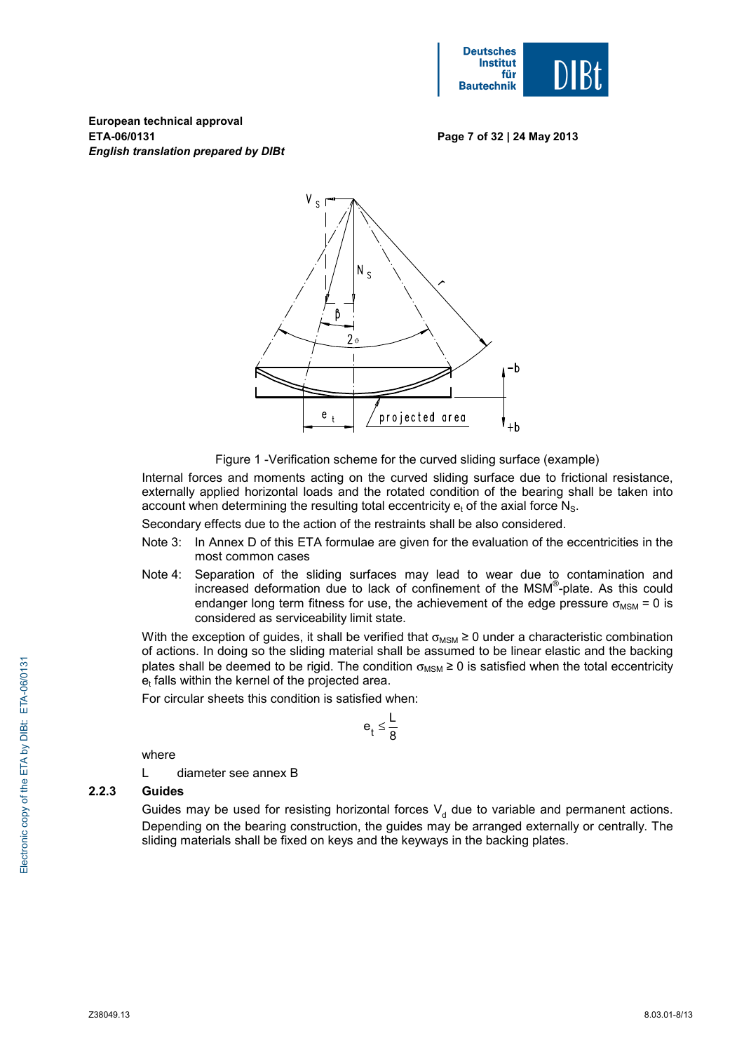Figure 1 -Verification scheme for the curved sliding surface (example)

Internal forces and moments acting on the curved sliding surface due to frictional resistance, externally applied horizontal loads and the rotated condition of the bearing shall be taken into account when determining the resulting total eccentricity $e_t$ of the axial force $N_S$.

Secondary effects due to the action of the restraints shall be also considered.

Note 3: In Annex D of this ETA formulae are given for the evaluation of the eccentricities in the most common cases

Note 4: Separation of the sliding surfaces may lead to wear due to contamination and increased deformation due to lack of confinement of the MSM®-plate. As this could endanger long term fitness for use, the achievement of the edge pressure $\sigma_{MSM} = 0$ is considered as serviceability limit state.

With the exception of guides, it shall be verified that $\sigma_{MSM} \geq 0$ under a characteristic combination of actions. In doing so the sliding material shall be assumed to be linear elastic and the backing plates shall be deemed to be rigid. The condition $\sigma_{MSM} \geq 0$ is satisfied when the total eccentricity $e_t$ falls within the kernel of the projected area.

For circular sheets this condition is satisfied when:

$$e_t \leq \frac{L}{8}$$

where

L diameter see annex B

### 2.2.3 Guides

Guides may be used for resisting horizontal forces $V_d$ due to variable and permanent actions. Depending on the bearing construction, the guides may be arranged externally or centrally. The sliding materials shall be fixed on keys and the keyways in the backing plates.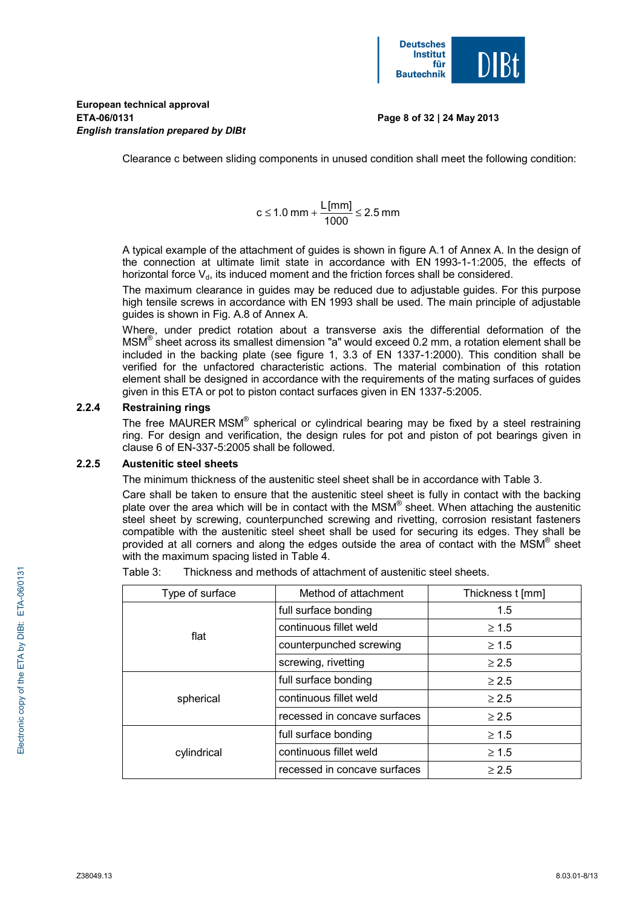Clearance c between sliding components in unused condition shall meet the following condition:

$$c \leq 1.0\,\text{mm} + \frac{L\,[\text{mm}]}{1000} \leq 2.5\,\text{mm}$$

A typical example of the attachment of guides is shown in figure A.1 of Annex A. In the design of the connection at ultimate limit state in accordance with EN 1993-1-1:2005, the effects of horizontal force $V_d$, its induced moment and the friction forces shall be considered.

The maximum clearance in guides may be reduced due to adjustable guides. For this purpose high tensile screws in accordance with EN 1993 shall be used. The main principle of adjustable guides is shown in Fig. A.8 of Annex A.

Where, under predict rotation about a transverse axis the differential deformation of the MSM® sheet across its smallest dimension "a" would exceed 0.2 mm, a rotation element shall be included in the backing plate (see figure 1, 3.3 of EN 1337-1:2000). This condition shall be verified for the unfactored characteristic actions. The material combination of this rotation element shall be designed in accordance with the requirements of the mating surfaces of guides given in this ETA or pot to piston contact surfaces given in EN 1337-5:2005.

### 2.2.4 Restraining rings

The free MAURER MSM® spherical or cylindrical bearing may be fixed by a steel restraining ring. For design and verification, the design rules for pot and piston of pot bearings given in clause 6 of EN-337-5:2005 shall be followed.

### 2.2.5 Austenitic steel sheets

The minimum thickness of the austenitic steel sheet shall be in accordance with Table 3.

Care shall be taken to ensure that the austenitic steel sheet is fully in contact with the backing plate over the area which will be in contact with the MSM® sheet. When attaching the austenitic steel sheet by screwing, counterpunched screwing and rivetting, corrosion resistant fasteners compatible with the austenitic steel sheet shall be used for securing its edges. They shall be provided at all corners and along the edges outside the area of contact with the MSM® sheet with the maximum spacing listed in Table 4.

Table 3: Thickness and methods of attachment of austenitic steel sheets.

| Type of surface | Method of attachment | Thickness t [mm] |
|---|---|---|
| flat | full surface bonding | 1.5 |
| | continuous fillet weld | ≥ 1.5 |
| | counterpunched screwing | ≥ 1.5 |
| | screwing, rivetting | ≥ 2.5 |
| spherical | full surface bonding | ≥ 2.5 |
| | continuous fillet weld | ≥ 2.5 |
| | recessed in concave surfaces | ≥ 2.5 |
| cylindrical | full surface bonding | ≥ 1.5 |
| | continuous fillet weld | ≥ 1.5 |
| | recessed in concave surfaces | ≥ 2.5 |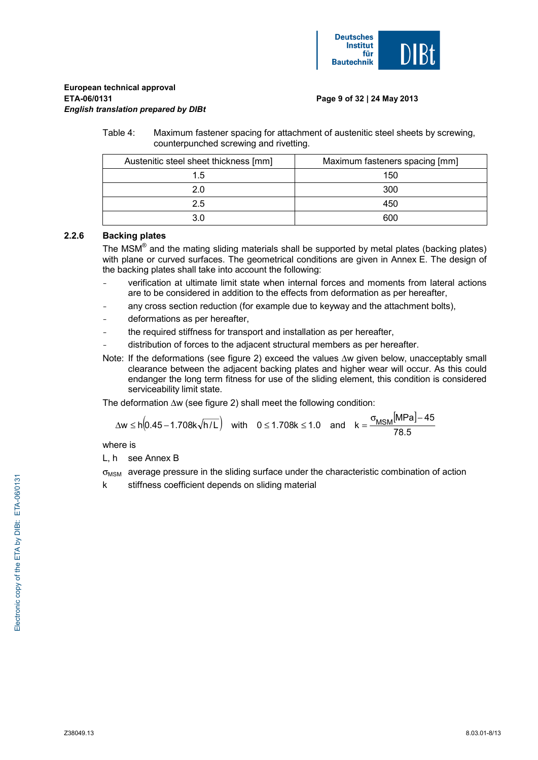Table 4: Maximum fastener spacing for attachment of austenitic steel sheets by screwing, counterpunched screwing and rivetting.

| Austenitic steel sheet thickness [mm] | Maximum fasteners spacing [mm] |
|---|---|
| 1.5 | 150 |
| 2.0 | 300 |
| 2.5 | 450 |
| 3.0 | 600 |

### 2.2.6 Backing plates

The MSM® and the mating sliding materials shall be supported by metal plates (backing plates) with plane or curved surfaces. The geometrical conditions are given in Annex E. The design of the backing plates shall take into account the following:

- verification at ultimate limit state when internal forces and moments from lateral actions are to be considered in addition to the effects from deformation as per hereafter,
- any cross section reduction (for example due to keyway and the attachment bolts),
- deformations as per hereafter,
- the required stiffness for transport and installation as per hereafter,
- distribution of forces to the adjacent structural members as per hereafter.

Note: If the deformations (see figure 2) exceed the values $\Delta w$ given below, unacceptably small clearance between the adjacent backing plates and higher wear will occur. As this could endanger the long term fitness for use of the sliding element, this condition is considered serviceability limit state.

The deformation $\Delta w$ (see figure 2) shall meet the following condition:

$$\Delta w \leq h\left(0.45 - 1.708k\sqrt{h/L}\right) \quad \text{with} \quad 0 \leq 1.708k \leq 1.0 \quad \text{and} \quad k = \frac{\sigma_{MSM}[\text{MPa}] - 45}{78.5}$$

where is

- $L$, $h$ see Annex B
- $\sigma_{MSM}$ average pressure in the sliding surface under the characteristic combination of action
- $k$ stiffness coefficient depends on sliding material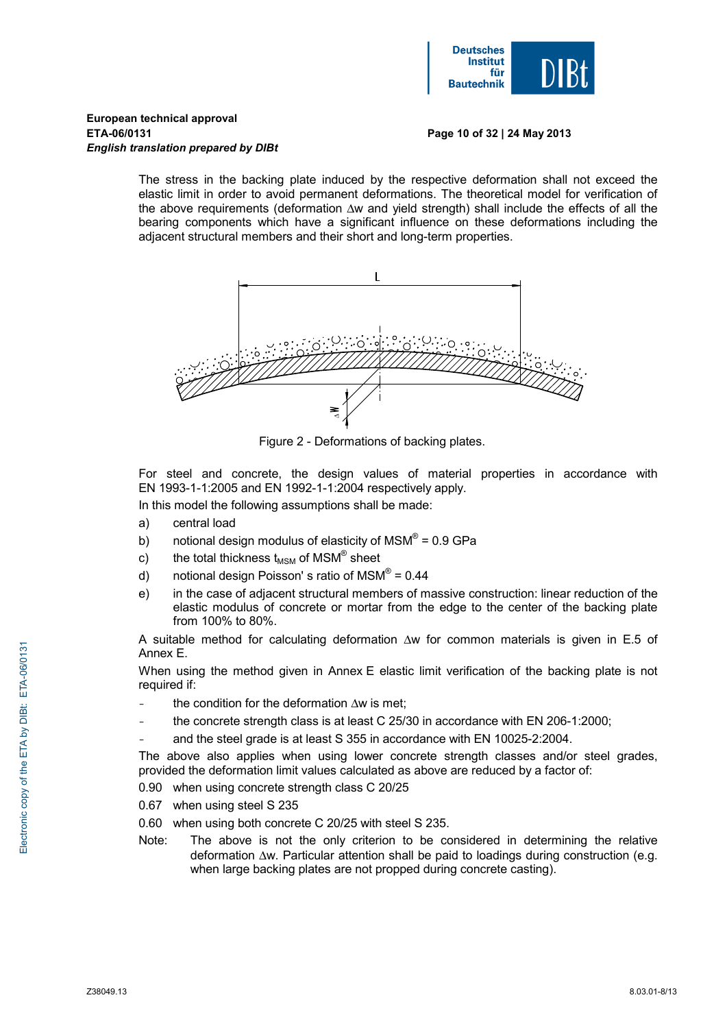The stress in the backing plate induced by the respective deformation shall not exceed the elastic limit in order to avoid permanent deformations. The theoretical model for verification of the above requirements (deformation $\Delta w$ and yield strength) shall include the effects of all the bearing components which have a significant influence on these deformations including the adjacent structural members and their short and long-term properties.

Figure 2 - Deformations of backing plates.

For steel and concrete, the design values of material properties in accordance with EN 1993-1-1:2005 and EN 1992-1-1:2004 respectively apply.

In this model the following assumptions shall be made:

a) central load
b) notional design modulus of elasticity of MSM® = 0.9 GPa
c) the total thickness $t_{MSM}$ of MSM® sheet
d) notional design Poisson' s ratio of MSM® = 0.44
e) in the case of adjacent structural members of massive construction: linear reduction of the elastic modulus of concrete or mortar from the edge to the center of the backing plate from 100% to 80%.

A suitable method for calculating deformation $\Delta w$ for common materials is given in E.5 of Annex E.

When using the method given in Annex E elastic limit verification of the backing plate is not required if:

- the condition for the deformation $\Delta w$ is met;
- the concrete strength class is at least C 25/30 in accordance with EN 206-1:2000;
- and the steel grade is at least S 355 in accordance with EN 10025-2:2004.

The above also applies when using lower concrete strength classes and/or steel grades, provided the deformation limit values calculated as above are reduced by a factor of:

0.90 when using concrete strength class C 20/25
0.67 when using steel S 235
0.60 when using both concrete C 20/25 with steel S 235.

Note: The above is not the only criterion to be considered in determining the relative deformation $\Delta w$. Particular attention shall be paid to loadings during construction (e.g. when large backing plates are not propped during concrete casting).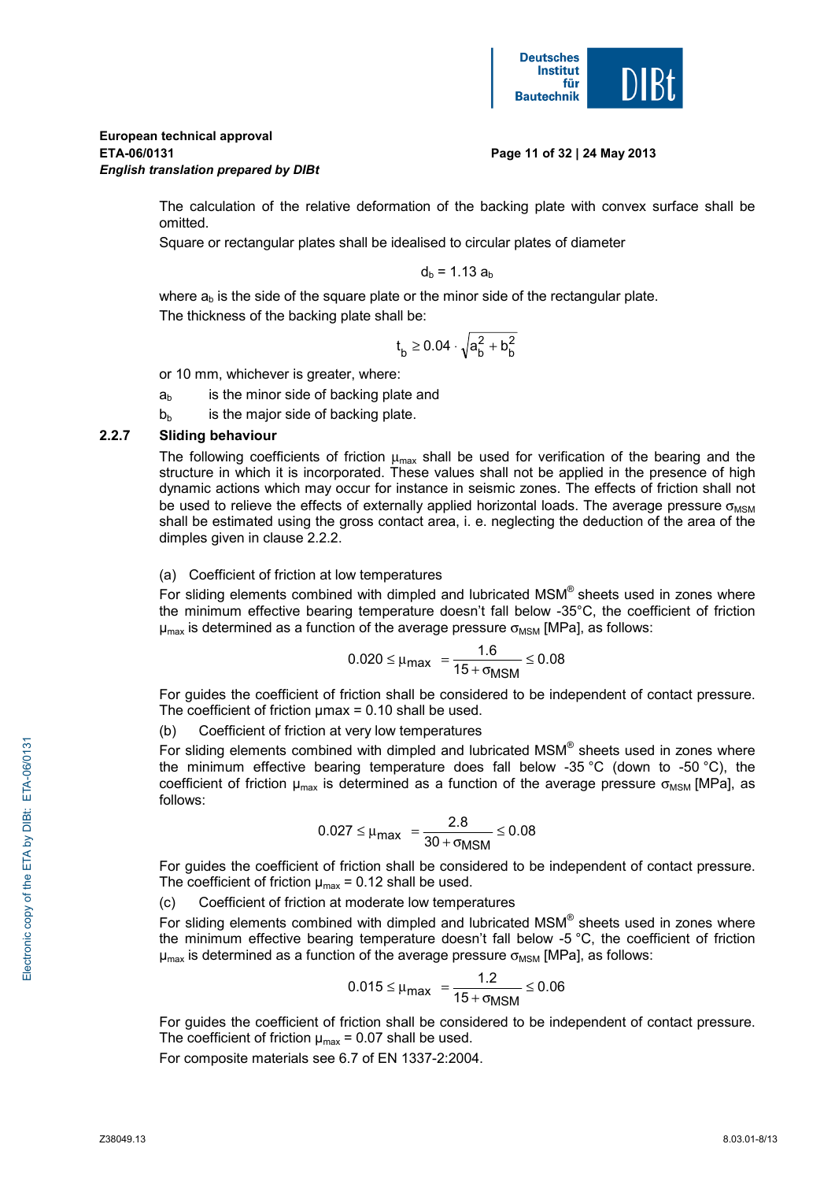The calculation of the relative deformation of the backing plate with convex surface shall be omitted.

Square or rectangular plates shall be idealised to circular plates of diameter

$$d_b = 1.13\, a_b$$

where $a_b$ is the side of the square plate or the minor side of the rectangular plate.

The thickness of the backing plate shall be:

$$t_b \geq 0.04 \cdot \sqrt{a_b^2 + b_b^2}$$

or 10 mm, whichever is greater, where:

$a_b$ is the minor side of backing plate and

$b_b$ is the major side of backing plate.

### 2.2.7 Sliding behaviour

The following coefficients of friction $\mu_{max}$ shall be used for verification of the bearing and the structure in which it is incorporated. These values shall not be applied in the presence of high dynamic actions which may occur for instance in seismic zones. The effects of friction shall not be used to relieve the effects of externally applied horizontal loads. The average pressure $\sigma_{MSM}$ shall be estimated using the gross contact area, i. e. neglecting the deduction of the area of the dimples given in clause 2.2.2.

(a) Coefficient of friction at low temperatures

For sliding elements combined with dimpled and lubricated MSM® sheets used in zones where the minimum effective bearing temperature doesn't fall below -35°C, the coefficient of friction $\mu_{max}$ is determined as a function of the average pressure $\sigma_{MSM}$ [MPa], as follows:

$$0.020 \leq \mu_{max} = \frac{1.6}{15 + \sigma_{MSM}} \leq 0.08$$

For guides the coefficient of friction shall be considered to be independent of contact pressure. The coefficient of friction $\mu max = 0.10$ shall be used.

(b) Coefficient of friction at very low temperatures

For sliding elements combined with dimpled and lubricated MSM® sheets used in zones where the minimum effective bearing temperature does fall below -35 °C (down to -50 °C), the coefficient of friction $\mu_{max}$ is determined as a function of the average pressure $\sigma_{MSM}$ [MPa], as follows:

$$0.027 \leq \mu_{max} = \frac{2.8}{30 + \sigma_{MSM}} \leq 0.08$$

For guides the coefficient of friction shall be considered to be independent of contact pressure. The coefficient of friction $\mu_{max} = 0.12$ shall be used.

(c) Coefficient of friction at moderate low temperatures

For sliding elements combined with dimpled and lubricated MSM® sheets used in zones where the minimum effective bearing temperature doesn't fall below -5 °C, the coefficient of friction $\mu_{max}$ is determined as a function of the average pressure $\sigma_{MSM}$ [MPa], as follows:

$$0.015 \leq \mu_{max} = \frac{1.2}{15 + \sigma_{MSM}} \leq 0.06$$

For guides the coefficient of friction shall be considered to be independent of contact pressure. The coefficient of friction $\mu_{max} = 0.07$ shall be used.

For composite materials see 6.7 of EN 1337-2:2004.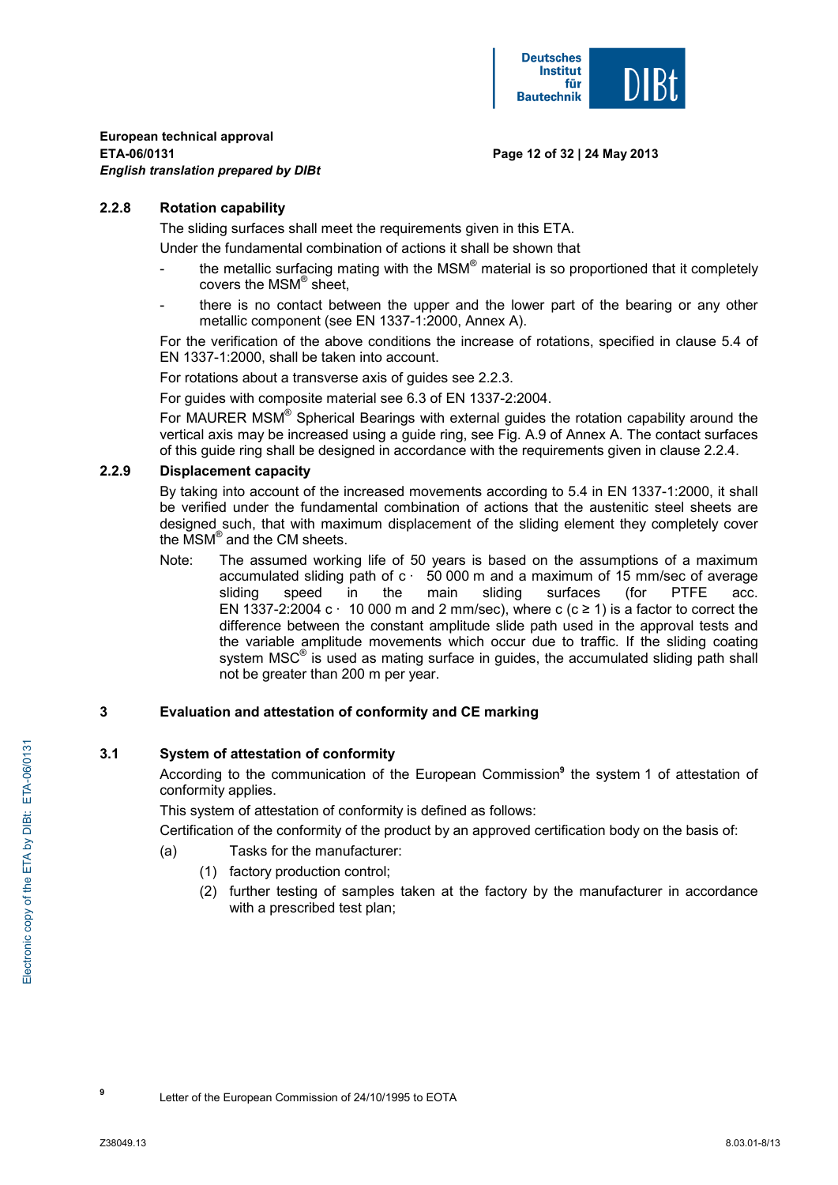### 2.2.8 Rotation capability

The sliding surfaces shall meet the requirements given in this ETA.

Under the fundamental combination of actions it shall be shown that

- the metallic surfacing mating with the MSM® material is so proportioned that it completely covers the MSM® sheet,
- there is no contact between the upper and the lower part of the bearing or any other metallic component (see EN 1337-1:2000, Annex A).

For the verification of the above conditions the increase of rotations, specified in clause 5.4 of EN 1337-1:2000, shall be taken into account.

For rotations about a transverse axis of guides see 2.2.3.

For guides with composite material see 6.3 of EN 1337-2:2004.

For MAURER MSM® Spherical Bearings with external guides the rotation capability around the vertical axis may be increased using a guide ring, see Fig. A.9 of Annex A. The contact surfaces of this guide ring shall be designed in accordance with the requirements given in clause 2.2.4.

### 2.2.9 Displacement capacity

By taking into account of the increased movements according to 5.4 in EN 1337-1:2000, it shall be verified under the fundamental combination of actions that the austenitic steel sheets are designed such, that with maximum displacement of the sliding element they completely cover the MSM® and the CM sheets.

Note: The assumed working life of 50 years is based on the assumptions of a maximum accumulated sliding path of $c \cdot$ 50 000 m and a maximum of 15 mm/sec of average sliding speed in the main sliding surfaces (for PTFE acc. EN 1337-2:2004 $c \cdot$ 10 000 m and 2 mm/sec), where $c$ ($c \geq 1$) is a factor to correct the difference between the constant amplitude slide path used in the approval tests and the variable amplitude movements which occur due to traffic. If the sliding coating system MSC® is used as mating surface in guides, the accumulated sliding path shall not be greater than 200 m per year.

## 3 Evaluation and attestation of conformity and CE marking

### 3.1 System of attestation of conformity

According to the communication of the European Commission[9] the system 1 of attestation of conformity applies.

This system of attestation of conformity is defined as follows:

Certification of the conformity of the product by an approved certification body on the basis of:

(a) Tasks for the manufacturer:

(1) factory production control;

(2) further testing of samples taken at the factory by the manufacturer in accordance with a prescribed test plan;

[9] Letter of the European Commission of 24/10/1995 to EOTA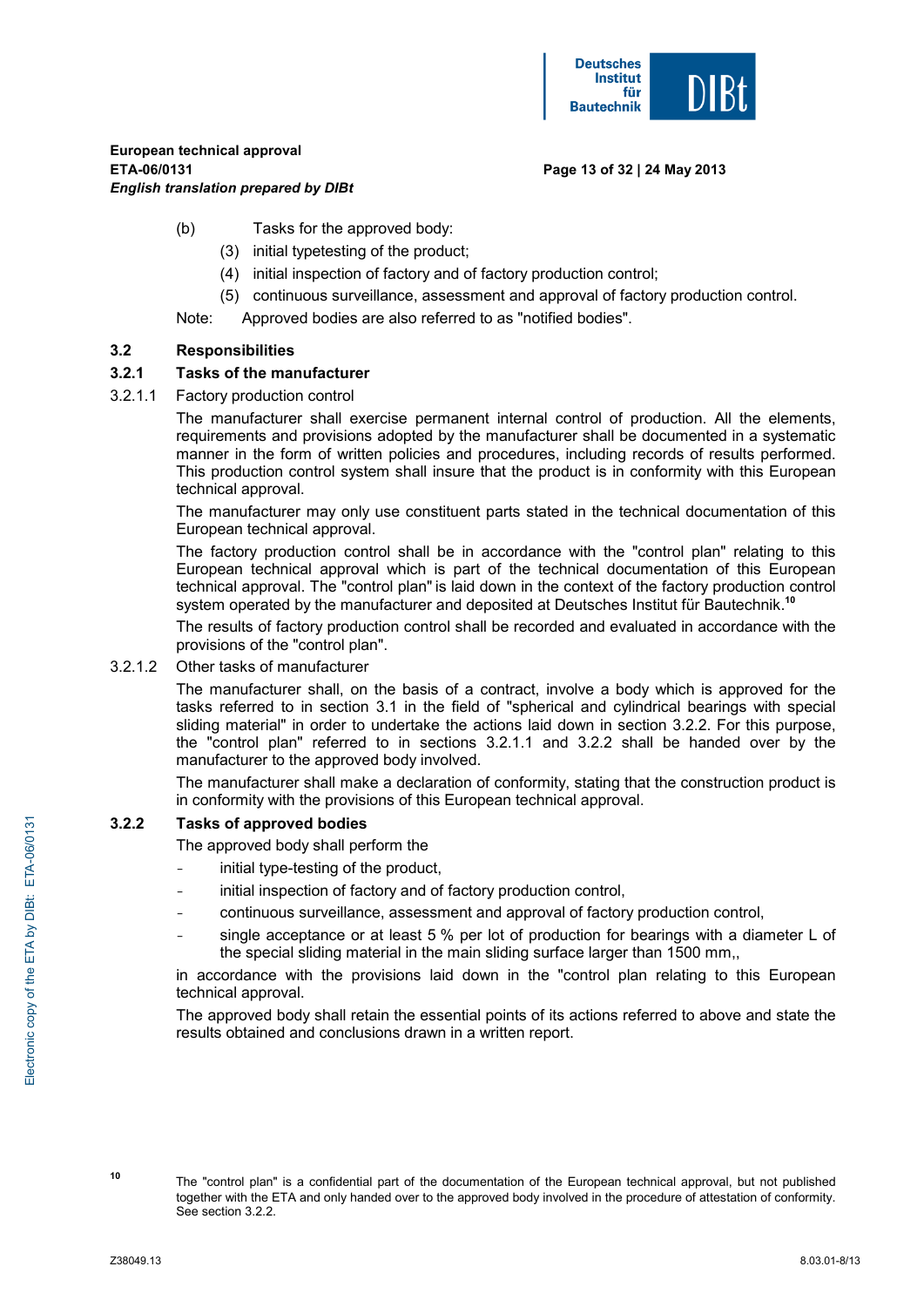(b) Tasks for the approved body:

(3) initial typetesting of the product;

(4) initial inspection of factory and of factory production control;

(5) continuous surveillance, assessment and approval of factory production control.

Note: Approved bodies are also referred to as "notified bodies".

## 3.2 Responsibilities

### 3.2.1 Tasks of the manufacturer

3.2.1.1 Factory production control

The manufacturer shall exercise permanent internal control of production. All the elements, requirements and provisions adopted by the manufacturer shall be documented in a systematic manner in the form of written policies and procedures, including records of results performed. This production control system shall insure that the product is in conformity with this European technical approval.

The manufacturer may only use constituent parts stated in the technical documentation of this European technical approval.

The factory production control shall be in accordance with the "control plan" relating to this European technical approval which is part of the technical documentation of this European technical approval. The "control plan" is laid down in the context of the factory production control system operated by the manufacturer and deposited at Deutsches Institut für Bautechnik.[10]

The results of factory production control shall be recorded and evaluated in accordance with the provisions of the "control plan".

3.2.1.2 Other tasks of manufacturer

The manufacturer shall, on the basis of a contract, involve a body which is approved for the tasks referred to in section 3.1 in the field of "spherical and cylindrical bearings with special sliding material" in order to undertake the actions laid down in section 3.2.2. For this purpose, the "control plan" referred to in sections 3.2.1.1 and 3.2.2 shall be handed over by the manufacturer to the approved body involved.

The manufacturer shall make a declaration of conformity, stating that the construction product is in conformity with the provisions of this European technical approval.

### 3.2.2 Tasks of approved bodies

The approved body shall perform the

- initial type-testing of the product,
- initial inspection of factory and of factory production control,
- continuous surveillance, assessment and approval of factory production control,
- single acceptance or at least 5 % per lot of production for bearings with a diameter L of the special sliding material in the main sliding surface larger than 1500 mm,,

in accordance with the provisions laid down in the "control plan relating to this European technical approval.

The approved body shall retain the essential points of its actions referred to above and state the results obtained and conclusions drawn in a written report.

[10] The "control plan" is a confidential part of the documentation of the European technical approval, but not published together with the ETA and only handed over to the approved body involved in the procedure of attestation of conformity. See section 3.2.2.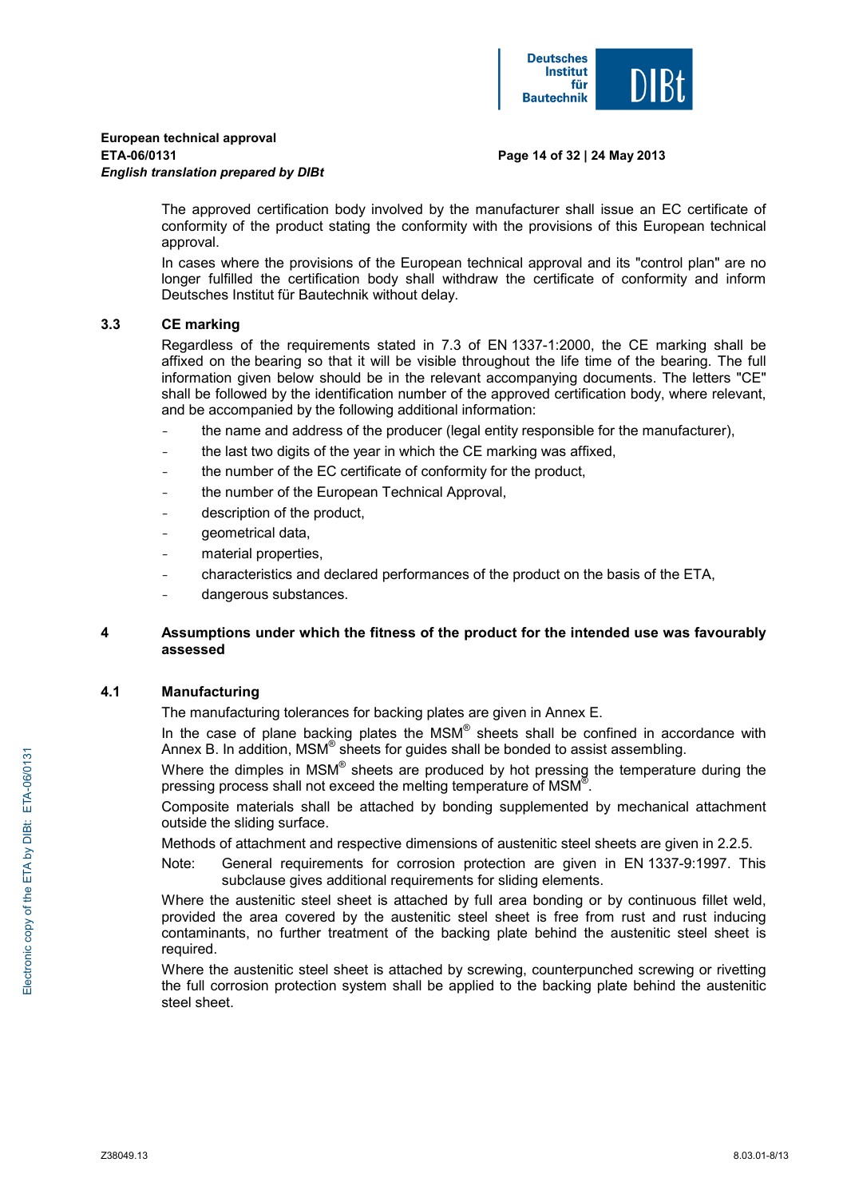The approved certification body involved by the manufacturer shall issue an EC certificate of conformity of the product stating the conformity with the provisions of this European technical approval.

In cases where the provisions of the European technical approval and its "control plan" are no longer fulfilled the certification body shall withdraw the certificate of conformity and inform Deutsches Institut für Bautechnik without delay.

### 3.3 CE marking

Regardless of the requirements stated in 7.3 of EN 1337-1:2000, the CE marking shall be affixed on the bearing so that it will be visible throughout the life time of the bearing. The full information given below should be in the relevant accompanying documents. The letters "CE" shall be followed by the identification number of the approved certification body, where relevant, and be accompanied by the following additional information:

- the name and address of the producer (legal entity responsible for the manufacturer),
- the last two digits of the year in which the CE marking was affixed,
- the number of the EC certificate of conformity for the product,
- the number of the European Technical Approval,
- description of the product,
- geometrical data,
- material properties,
- characteristics and declared performances of the product on the basis of the ETA,
- dangerous substances.

## 4 Assumptions under which the fitness of the product for the intended use was favourably assessed

### 4.1 Manufacturing

The manufacturing tolerances for backing plates are given in Annex E.

In the case of plane backing plates the MSM® sheets shall be confined in accordance with Annex B. In addition, MSM® sheets for guides shall be bonded to assist assembling.

Where the dimples in MSM® sheets are produced by hot pressing the temperature during the pressing process shall not exceed the melting temperature of MSM®.

Composite materials shall be attached by bonding supplemented by mechanical attachment outside the sliding surface.

Methods of attachment and respective dimensions of austenitic steel sheets are given in 2.2.5.

Note: General requirements for corrosion protection are given in EN 1337-9:1997. This subclause gives additional requirements for sliding elements.

Where the austenitic steel sheet is attached by full area bonding or by continuous fillet weld, provided the area covered by the austenitic steel sheet is free from rust and rust inducing contaminants, no further treatment of the backing plate behind the austenitic steel sheet is required.

Where the austenitic steel sheet is attached by screwing, counterpunched screwing or rivetting the full corrosion protection system shall be applied to the backing plate behind the austenitic steel sheet.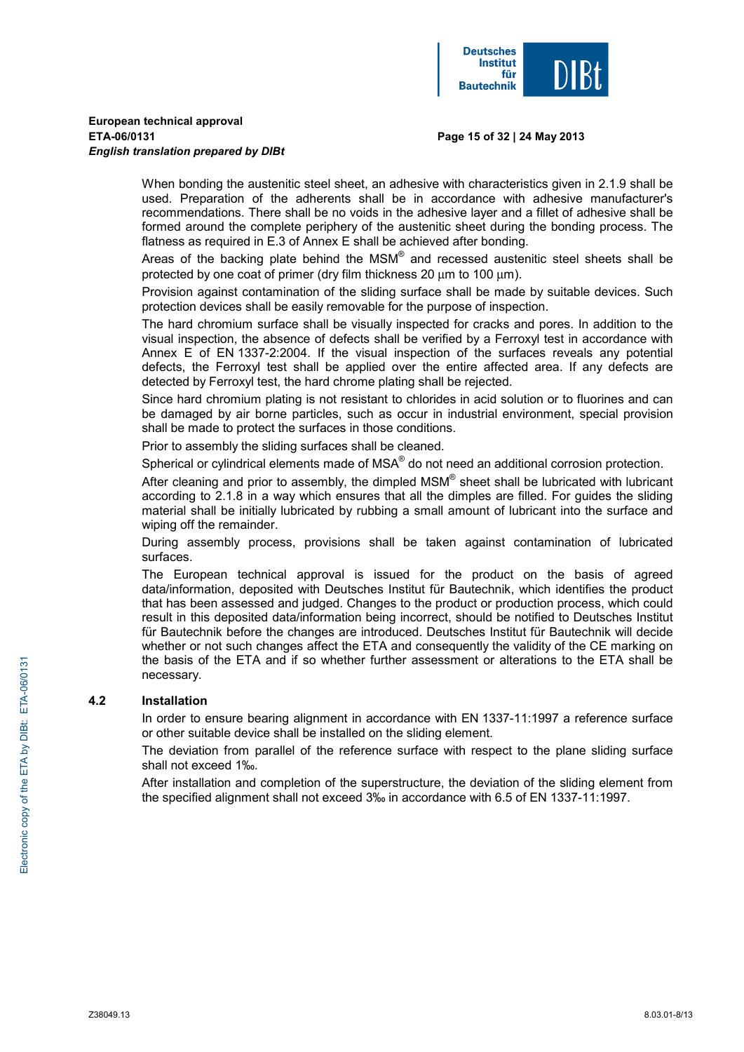When bonding the austenitic steel sheet, an adhesive with characteristics given in 2.1.9 shall be used. Preparation of the adherents shall be in accordance with adhesive manufacturer's recommendations. There shall be no voids in the adhesive layer and a fillet of adhesive shall be formed around the complete periphery of the austenitic sheet during the bonding process. The flatness as required in E.3 of Annex E shall be achieved after bonding.

Areas of the backing plate behind the MSM® and recessed austenitic steel sheets shall be protected by one coat of primer (dry film thickness 20 μm to 100 μm).

Provision against contamination of the sliding surface shall be made by suitable devices. Such protection devices shall be easily removable for the purpose of inspection.

The hard chromium surface shall be visually inspected for cracks and pores. In addition to the visual inspection, the absence of defects shall be verified by a Ferroxyl test in accordance with Annex E of EN 1337-2:2004. If the visual inspection of the surfaces reveals any potential defects, the Ferroxyl test shall be applied over the entire affected area. If any defects are detected by Ferroxyl test, the hard chrome plating shall be rejected.

Since hard chromium plating is not resistant to chlorides in acid solution or to fluorines and can be damaged by air borne particles, such as occur in industrial environment, special provision shall be made to protect the surfaces in those conditions.

Prior to assembly the sliding surfaces shall be cleaned.

Spherical or cylindrical elements made of MSA® do not need an additional corrosion protection.

After cleaning and prior to assembly, the dimpled MSM® sheet shall be lubricated with lubricant according to 2.1.8 in a way which ensures that all the dimples are filled. For guides the sliding material shall be initially lubricated by rubbing a small amount of lubricant into the surface and wiping off the remainder.

During assembly process, provisions shall be taken against contamination of lubricated surfaces.

The European technical approval is issued for the product on the basis of agreed data/information, deposited with Deutsches Institut für Bautechnik, which identifies the product that has been assessed and judged. Changes to the product or production process, which could result in this deposited data/information being incorrect, should be notified to Deutsches Institut für Bautechnik before the changes are introduced. Deutsches Institut für Bautechnik will decide whether or not such changes affect the ETA and consequently the validity of the CE marking on the basis of the ETA and if so whether further assessment or alterations to the ETA shall be necessary.

## 4.2 Installation

In order to ensure bearing alignment in accordance with EN 1337-11:1997 a reference surface or other suitable device shall be installed on the sliding element.

The deviation from parallel of the reference surface with respect to the plane sliding surface shall not exceed 1‰.

After installation and completion of the superstructure, the deviation of the sliding element from the specified alignment shall not exceed 3‰ in accordance with 6.5 of EN 1337-11:1997.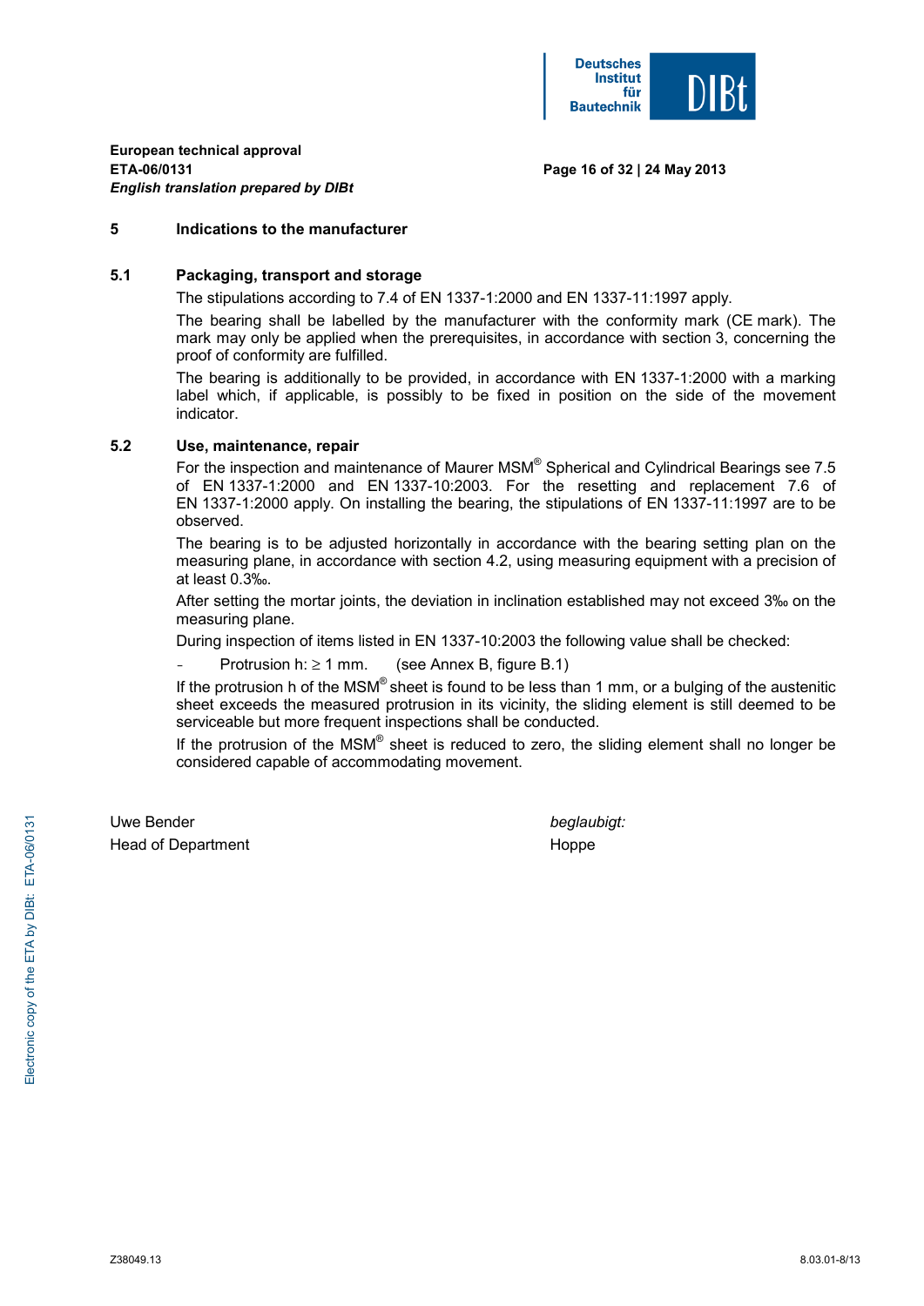## 5 Indications to the manufacturer

### 5.1 Packaging, transport and storage

The stipulations according to 7.4 of EN 1337-1:2000 and EN 1337-11:1997 apply.

The bearing shall be labelled by the manufacturer with the conformity mark (CE mark). The mark may only be applied when the prerequisites, in accordance with section 3, concerning the proof of conformity are fulfilled.

The bearing is additionally to be provided, in accordance with EN 1337-1:2000 with a marking label which, if applicable, is possibly to be fixed in position on the side of the movement indicator.

### 5.2 Use, maintenance, repair

For the inspection and maintenance of Maurer MSM® Spherical and Cylindrical Bearings see 7.5 of EN 1337-1:2000 and EN 1337-10:2003. For the resetting and replacement 7.6 of EN 1337-1:2000 apply. On installing the bearing, the stipulations of EN 1337-11:1997 are to be observed.

The bearing is to be adjusted horizontally in accordance with the bearing setting plan on the measuring plane, in accordance with section 4.2, using measuring equipment with a precision of at least 0.3‰.

After setting the mortar joints, the deviation in inclination established may not exceed 3‰ on the measuring plane.

During inspection of items listed in EN 1337-10:2003 the following value shall be checked:

- Protrusion h: $\geq$ 1 mm. (see Annex B, figure B.1)

If the protrusion h of the MSM® sheet is found to be less than 1 mm, or a bulging of the austenitic sheet exceeds the measured protrusion in its vicinity, the sliding element is still deemed to be serviceable but more frequent inspections shall be conducted.

If the protrusion of the MSM® sheet is reduced to zero, the sliding element shall no longer be considered capable of accommodating movement.

Uwe Bender
Head of Department

*beglaubigt:*
Hoppe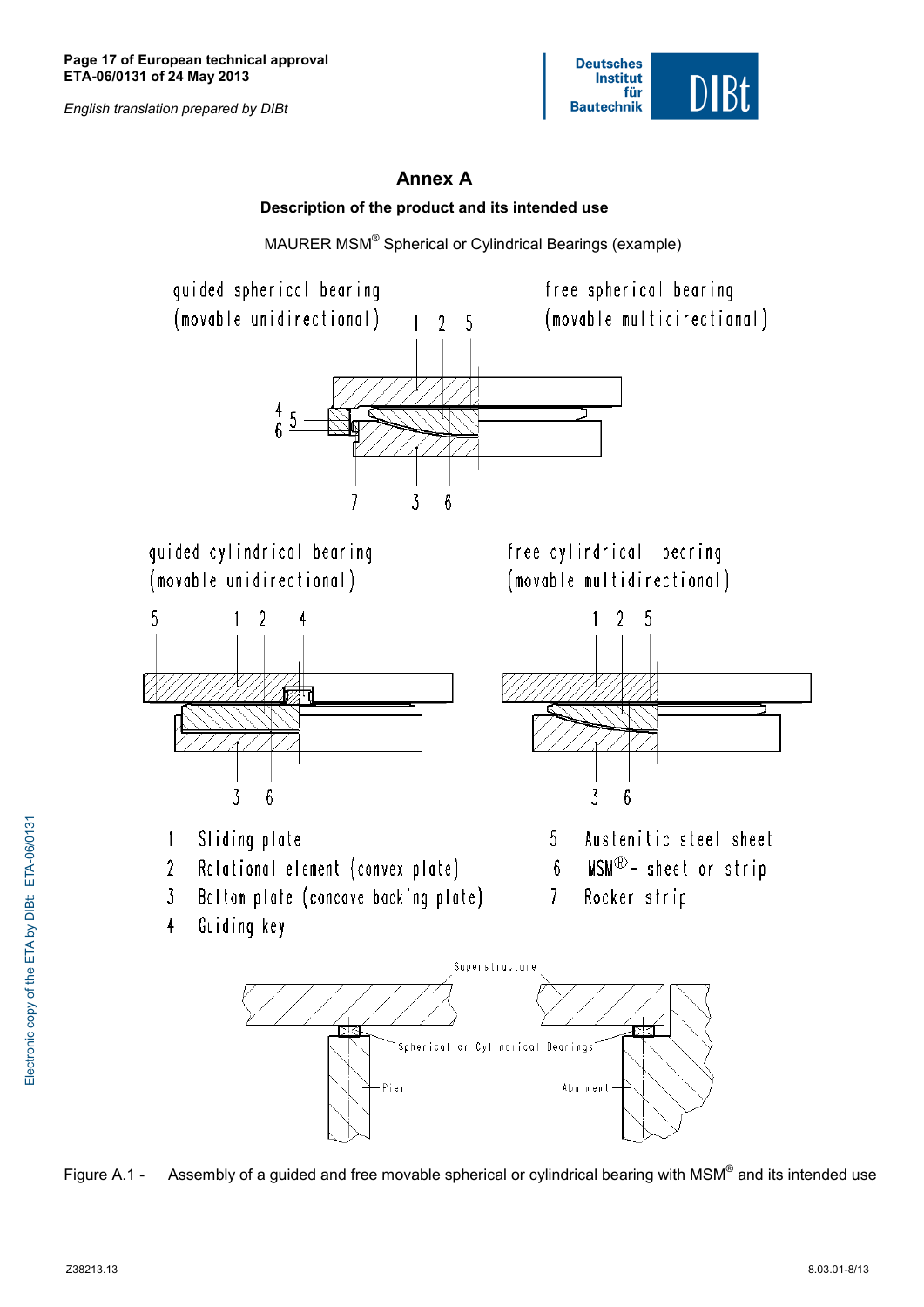# Annex A

## Description of the product and its intended use

MAURER MSM® Spherical or Cylindrical Bearings (example)

guided spherical bearing (movable unidirectional)

free spherical bearing (movable multidirectional)

guided cylindrical bearing (movable unidirectional)

free cylindrical bearing (movable multidirectional)

1. Sliding plate
2. Rotational element (convex plate)
3. Bottom plate (concave backing plate)
4. Guiding key
5. Austenitic steel sheet
6. MSM®- sheet or strip
7. Rocker strip

Superstructure

Spherical or Cylindrical Bearings

Pier

Abutment

Figure A.1 - Assembly of a guided and free movable spherical or cylindrical bearing with MSM® and its intended use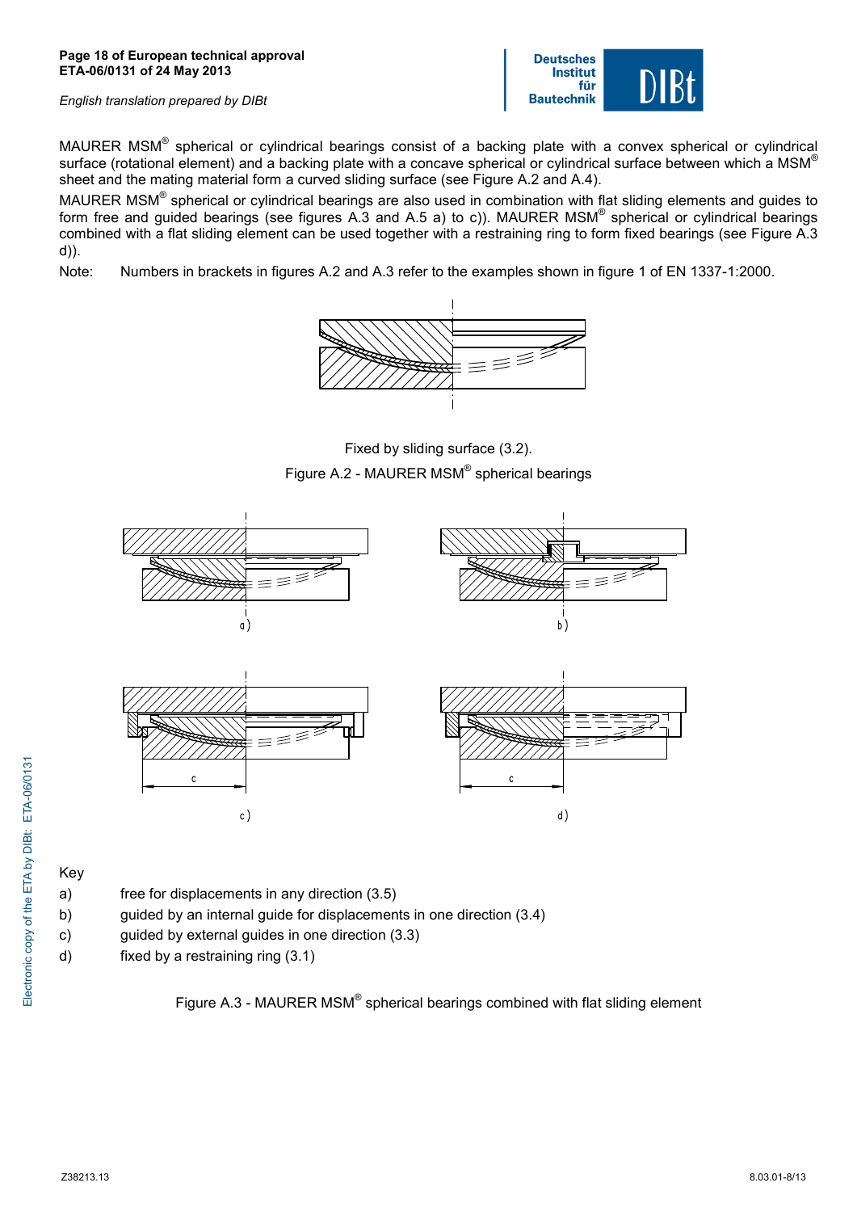MAURER MSM® spherical or cylindrical bearings consist of a backing plate with a convex spherical or cylindrical surface (rotational element) and a backing plate with a concave spherical or cylindrical surface between which a MSM® sheet and the mating material form a curved sliding surface (see Figure A.2 and A.4).

MAURER MSM® spherical or cylindrical bearings are also used in combination with flat sliding elements and guides to form free and guided bearings (see figures A.3 and A.5 a) to c)). MAURER MSM® spherical or cylindrical bearings combined with a flat sliding element can be used together with a restraining ring to form fixed bearings (see Figure A.3 d)).

Note: Numbers in brackets in figures A.2 and A.3 refer to the examples shown in figure 1 of EN 1337-1:2000.

Fixed by sliding surface (3.2).

Figure A.2 - MAURER MSM® spherical bearings

a)

b)

c)

d)

Key

a) free for displacements in any direction (3.5)

b) guided by an internal guide for displacements in one direction (3.4)

c) guided by external guides in one direction (3.3)

d) fixed by a restraining ring (3.1)

Figure A.3 - MAURER MSM® spherical bearings combined with flat sliding element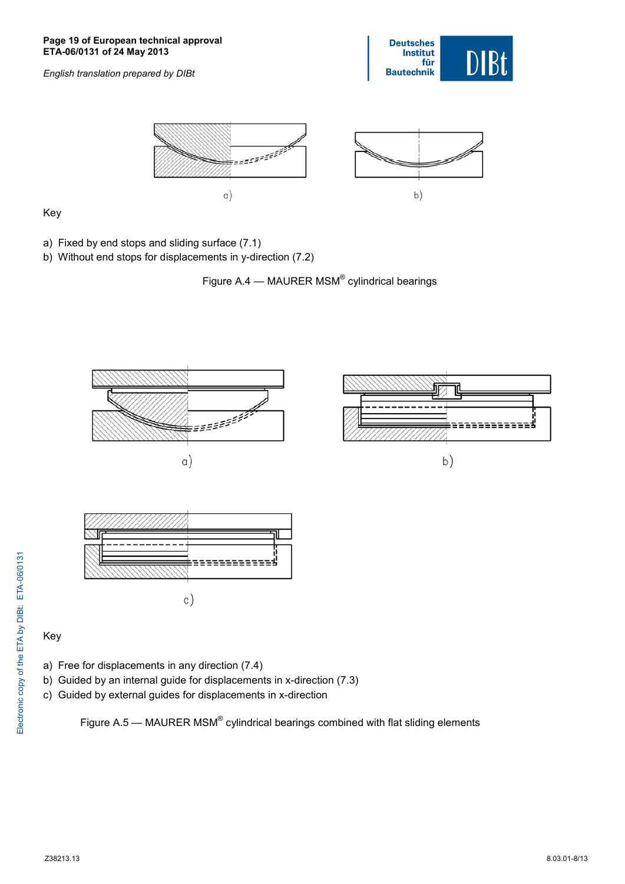a)

b)

Key

a) Fixed by end stops and sliding surface (7.1)
b) Without end stops for displacements in y-direction (7.2)

Figure A.4 — MAURER MSM® cylindrical bearings

a)

b)

c)

Key

a) Free for displacements in any direction (7.4)
b) Guided by an internal guide for displacements in x-direction (7.3)
c) Guided by external guides for displacements in x-direction

Figure A.5 — MAURER MSM® cylindrical bearings combined with flat sliding elements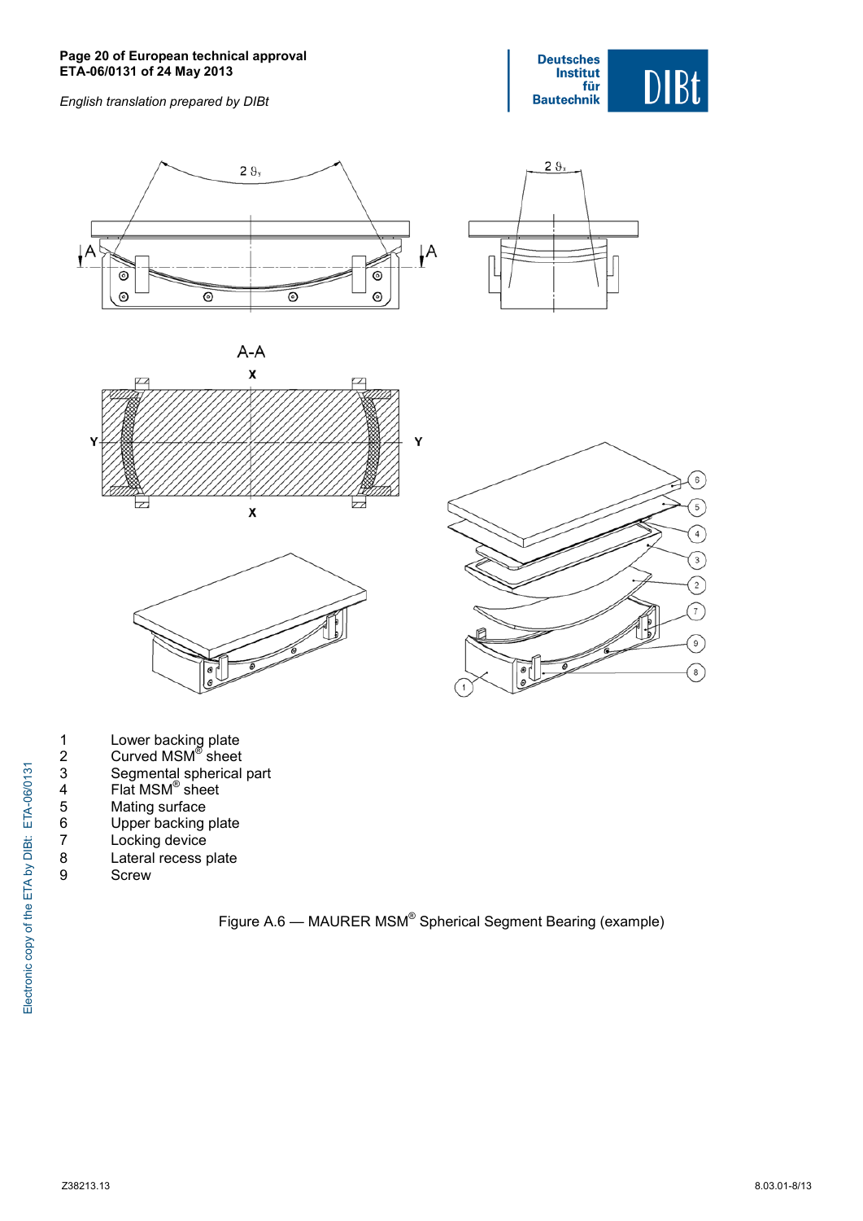1 Lower backing plate
2 Curved MSM® sheet
3 Segmental spherical part
4 Flat MSM® sheet
5 Mating surface
6 Upper backing plate
7 Locking device
8 Lateral recess plate
9 Screw

Figure A.6 — MAURER MSM® Spherical Segment Bearing (example)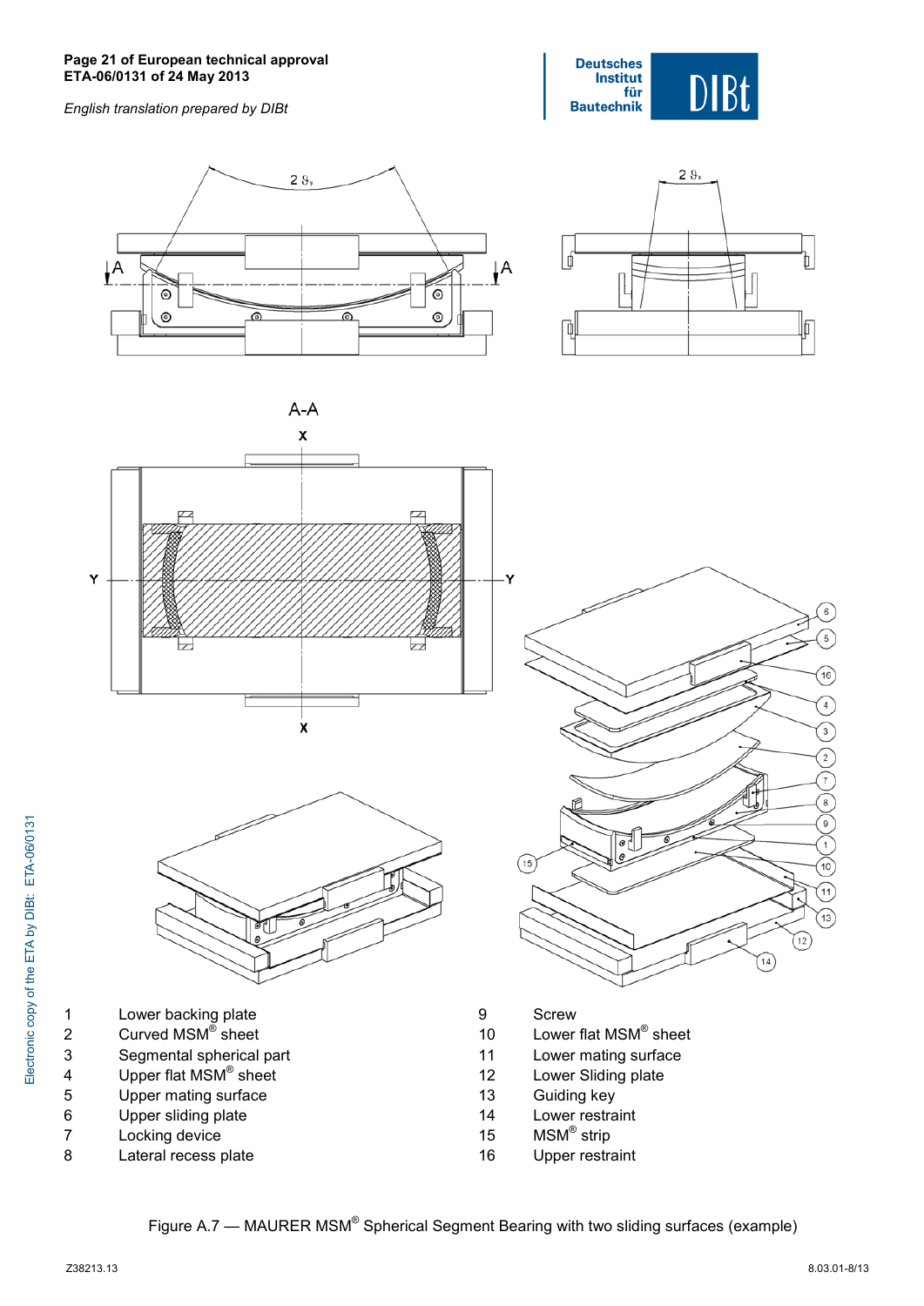| | | | |
|---|---|---|---|
| 1 | Lower backing plate | 9 | Screw |
| 2 | Curved MSM® sheet | 10 | Lower flat MSM® sheet |
| 3 | Segmental spherical part | 11 | Lower mating surface |
| 4 | Upper flat MSM® sheet | 12 | Lower Sliding plate |
| 5 | Upper mating surface | 13 | Guiding key |
| 6 | Upper sliding plate | 14 | Lower restraint |
| 7 | Locking device | 15 | MSM® strip |
| 8 | Lateral recess plate | 16 | Upper restraint |

Figure A.7 — MAURER MSM® Spherical Segment Bearing with two sliding surfaces (example)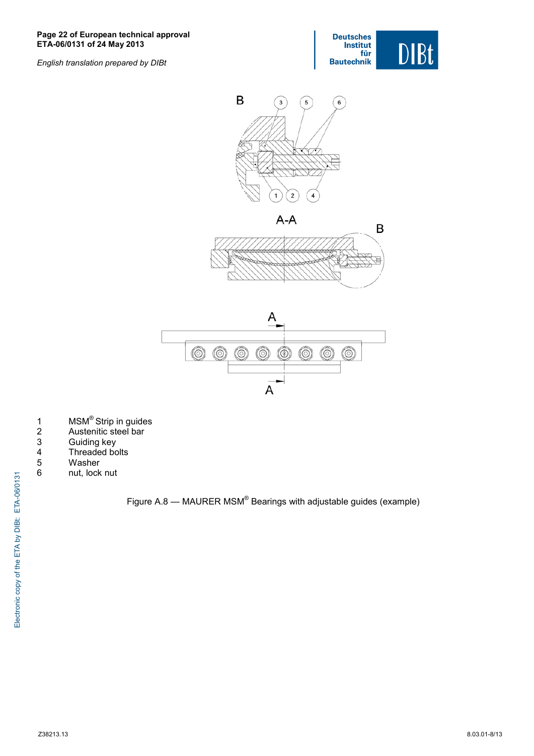1 MSM® Strip in guides
2 Austenitic steel bar
3 Guiding key
4 Threaded bolts
5 Washer
6 nut, lock nut

Figure A.8 — MAURER MSM® Bearings with adjustable guides (example)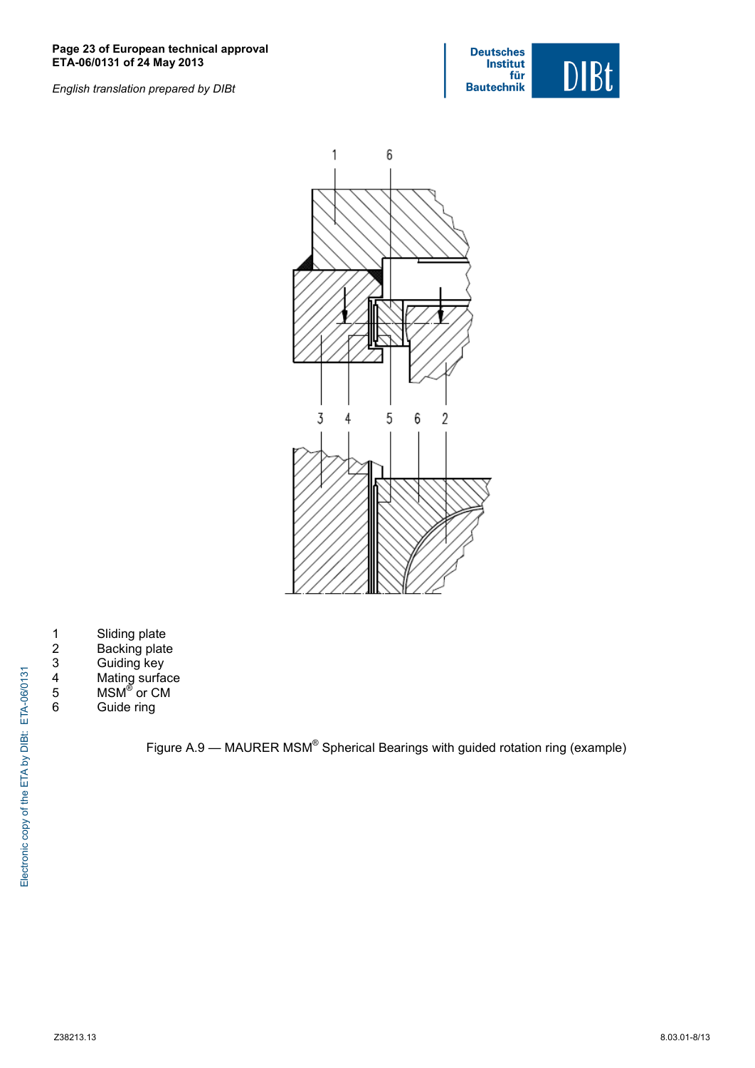1 Sliding plate
2 Backing plate
3 Guiding key
4 Mating surface
5 MSM® or CM
6 Guide ring

Figure A.9 — MAURER MSM® Spherical Bearings with guided rotation ring (example)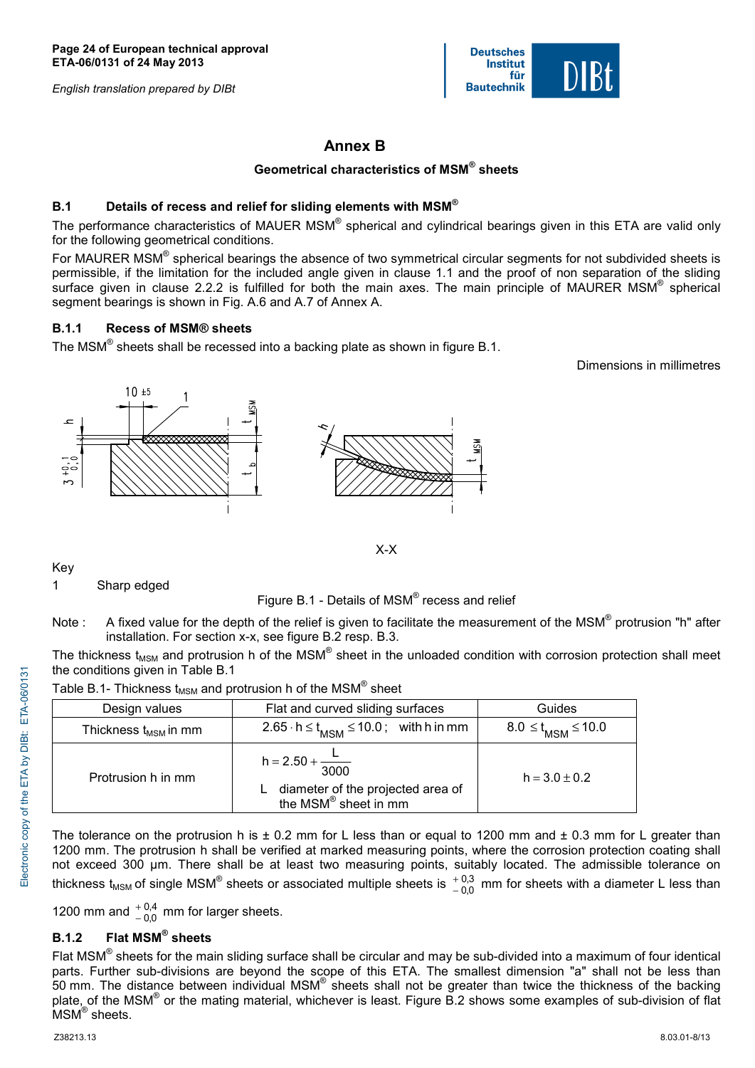# Annex B

## Geometrical characteristics of MSM® sheets

### B.1 Details of recess and relief for sliding elements with MSM®

The performance characteristics of MAUER MSM® spherical and cylindrical bearings given in this ETA are valid only for the following geometrical conditions.

For MAURER MSM® spherical bearings the absence of two symmetrical circular segments for not subdivided sheets is permissible, if the limitation for the included angle given in clause 1.1 and the proof of non separation of the sliding surface given in clause 2.2.2 is fulfilled for both the main axes. The main principle of MAURER MSM® spherical segment bearings is shown in Fig. A.6 and A.7 of Annex A.

### B.1.1 Recess of MSM® sheets

The MSM® sheets shall be recessed into a backing plate as shown in figure B.1.

Dimensions in millimetres

X-X

Key

1 Sharp edged

Figure B.1 - Details of MSM® recess and relief

Note : A fixed value for the depth of the relief is given to facilitate the measurement of the MSM® protrusion "h" after installation. For section x-x, see figure B.2 resp. B.3.

The thickness $t_{MSM}$ and protrusion h of the MSM® sheet in the unloaded condition with corrosion protection shall meet the conditions given in Table B.1

Table B.1- Thickness $t_{MSM}$ and protrusion h of the MSM® sheet

| Design values | Flat and curved sliding surfaces | Guides |
|---|---|---|
| Thickness $t_{MSM}$ in mm | $2.65 \cdot h \leq t_{MSM} \leq 10.0$; with h in mm | $8.0 \leq t_{MSM} \leq 10.0$ |
| Protrusion h in mm | $h = 2.50 + \frac{L}{3000}$<br>L diameter of the projected area of the MSM® sheet in mm | $h = 3.0 \pm 0.2$ |

The tolerance on the protrusion h is ± 0.2 mm for L less than or equal to 1200 mm and ± 0.3 mm for L greater than 1200 mm. The protrusion h shall be verified at marked measuring points, where the corrosion protection coating shall not exceed 300 µm. There shall be at least two measuring points, suitably located. The admissible tolerance on thickness $t_{MSM}$ of single MSM® sheets or associated multiple sheets is $^{+0,3}_{-0,0}$ mm for sheets with a diameter L less than 1200 mm and $^{+0,4}_{-0,0}$ mm for larger sheets.

### B.1.2 Flat MSM® sheets

Flat MSM® sheets for the main sliding surface shall be circular and may be sub-divided into a maximum of four identical parts. Further sub-divisions are beyond the scope of this ETA. The smallest dimension "a" shall not be less than 50 mm. The distance between individual MSM® sheets shall not be greater than twice the thickness of the backing plate, of the MSM® or the mating material, whichever is least. Figure B.2 shows some examples of sub-division of flat MSM® sheets.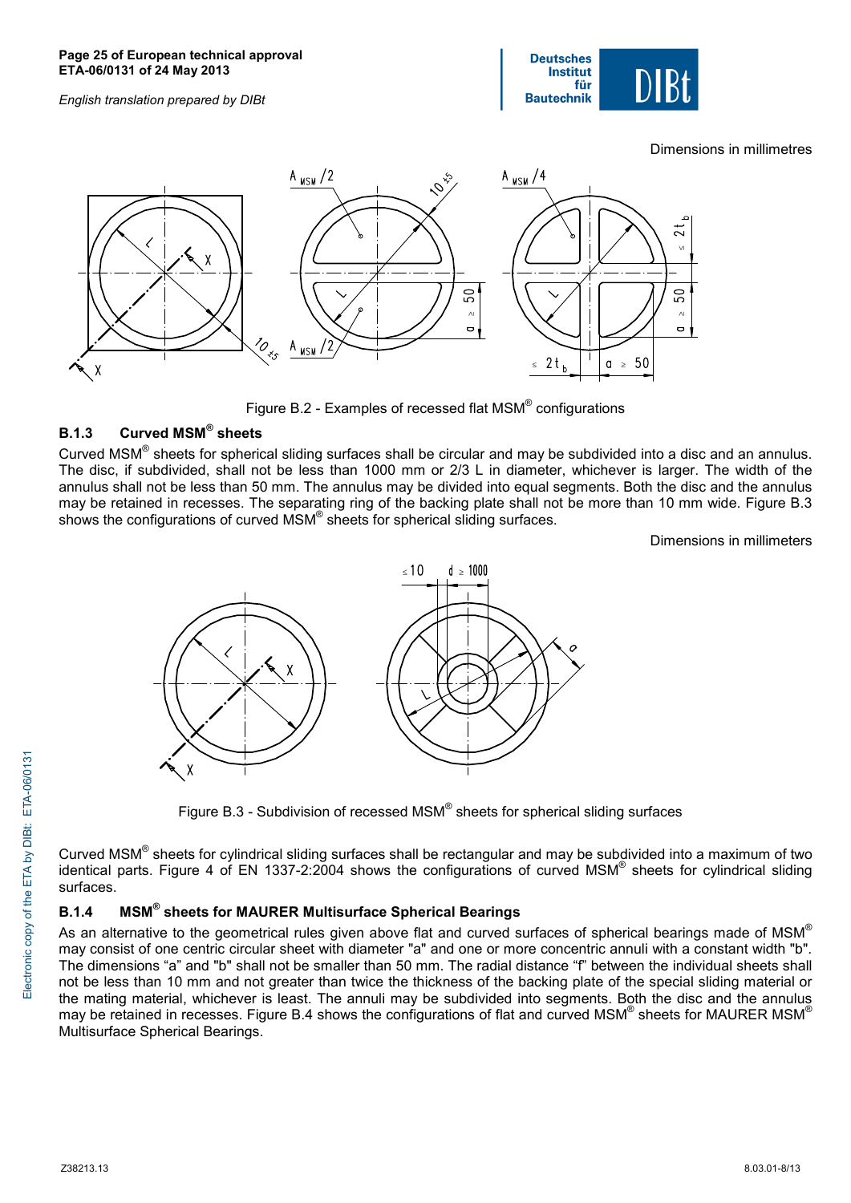Dimensions in millimetres

Figure B.2 - Examples of recessed flat MSM® configurations

### B.1.3 Curved MSM® sheets

Curved MSM® sheets for spherical sliding surfaces shall be circular and may be subdivided into a disc and an annulus. The disc, if subdivided, shall not be less than 1000 mm or 2/3 L in diameter, whichever is larger. The width of the annulus shall not be less than 50 mm. The annulus may be divided into equal segments. Both the disc and the annulus may be retained in recesses. The separating ring of the backing plate shall not be more than 10 mm wide. Figure B.3 shows the configurations of curved MSM® sheets for spherical sliding surfaces.

Dimensions in millimeters

Figure B.3 - Subdivision of recessed MSM® sheets for spherical sliding surfaces

Curved MSM® sheets for cylindrical sliding surfaces shall be rectangular and may be subdivided into a maximum of two identical parts. Figure 4 of EN 1337-2:2004 shows the configurations of curved MSM® sheets for cylindrical sliding surfaces.

### B.1.4 MSM® sheets for MAURER Multisurface Spherical Bearings

As an alternative to the geometrical rules given above flat and curved surfaces of spherical bearings made of MSM® may consist of one centric circular sheet with diameter "a" and one or more concentric annuli with a constant width "b". The dimensions “a” and "b" shall not be smaller than 50 mm. The radial distance “f” between the individual sheets shall not be less than 10 mm and not greater than twice the thickness of the backing plate of the special sliding material or the mating material, whichever is least. The annuli may be subdivided into segments. Both the disc and the annulus may be retained in recesses. Figure B.4 shows the configurations of flat and curved MSM® sheets for MAURER MSM® Multisurface Spherical Bearings.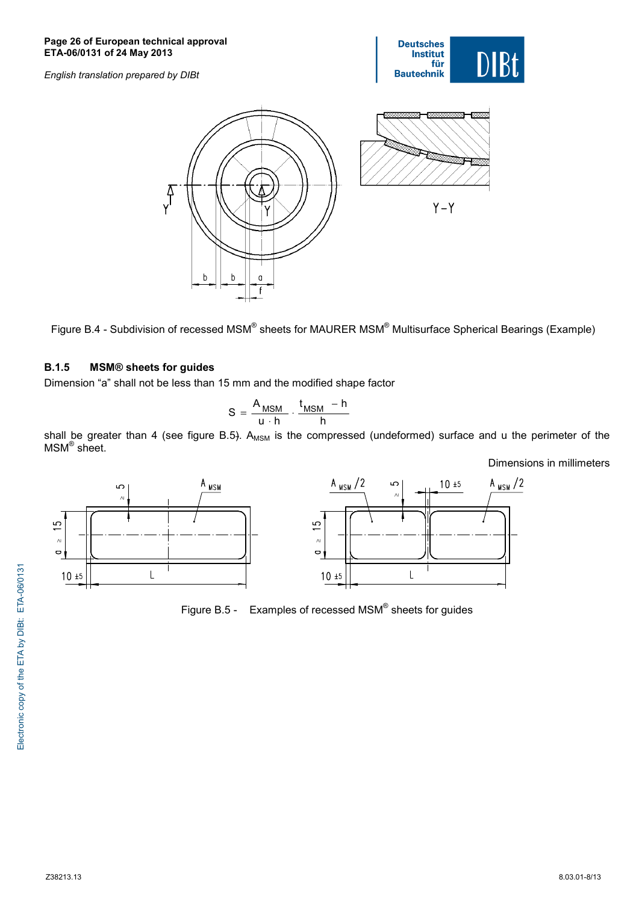Figure B.4 - Subdivision of recessed MSM® sheets for MAURER MSM® Multisurface Spherical Bearings (Example)

### B.1.5 MSM® sheets for guides

Dimension “a” shall not be less than 15 mm and the modified shape factor

$$S = \frac{A_{MSM}}{u \cdot h} \cdot \frac{t_{MSM} - h}{h}$$

shall be greater than 4 (see figure B.5). $A_{MSM}$ is the compressed (undeformed) surface and u the perimeter of the MSM® sheet.

Dimensions in millimeters

Figure B.5 - Examples of recessed MSM® sheets for guides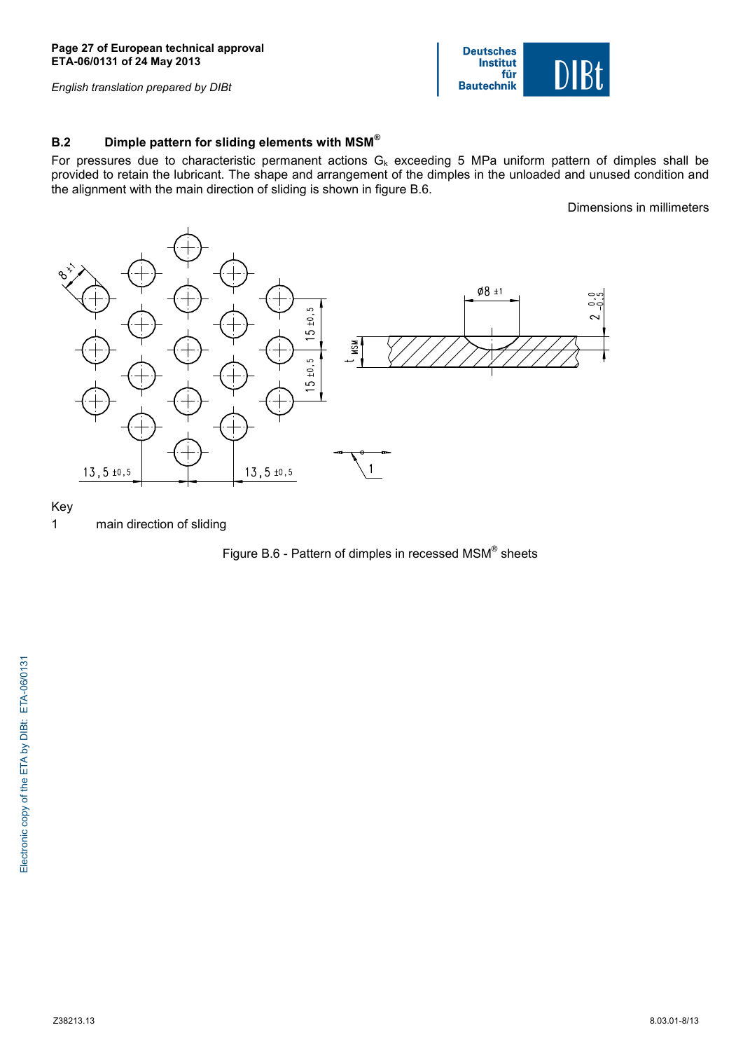## B.2 Dimple pattern for sliding elements with MSM®

For pressures due to characteristic permanent actions $G_k$ exceeding 5 MPa uniform pattern of dimples shall be provided to retain the lubricant. The shape and arrangement of the dimples in the unloaded and unused condition and the alignment with the main direction of sliding is shown in figure B.6.

Dimensions in millimeters

Key

1 main direction of sliding

Figure B.6 - Pattern of dimples in recessed MSM® sheets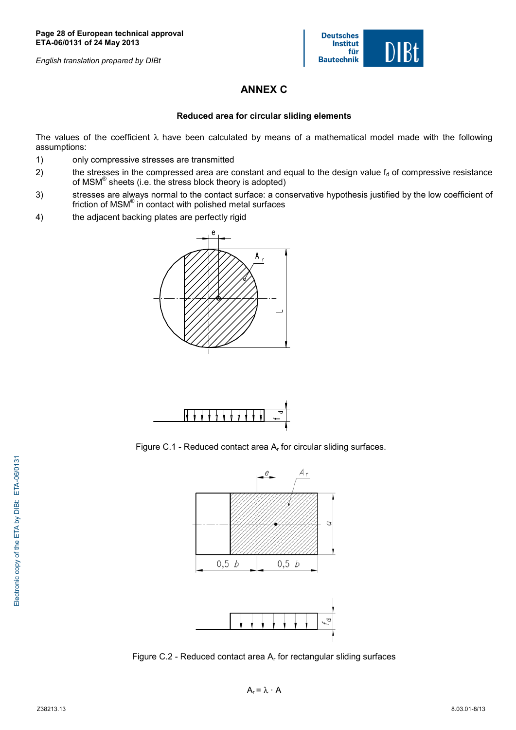# ANNEX C

## Reduced area for circular sliding elements

The values of the coefficient λ have been calculated by means of a mathematical model made with the following assumptions:

1) only compressive stresses are transmitted
2) the stresses in the compressed area are constant and equal to the design value $f_d$ of compressive resistance of MSM® sheets (i.e. the stress block theory is adopted)
3) stresses are always normal to the contact surface: a conservative hypothesis justified by the low coefficient of friction of MSM® in contact with polished metal surfaces
4) the adjacent backing plates are perfectly rigid

Figure C.1 - Reduced contact area $A_r$ for circular sliding surfaces.

Figure C.2 - Reduced contact area $A_r$ for rectangular sliding surfaces

$$A_r = \lambda \cdot A$$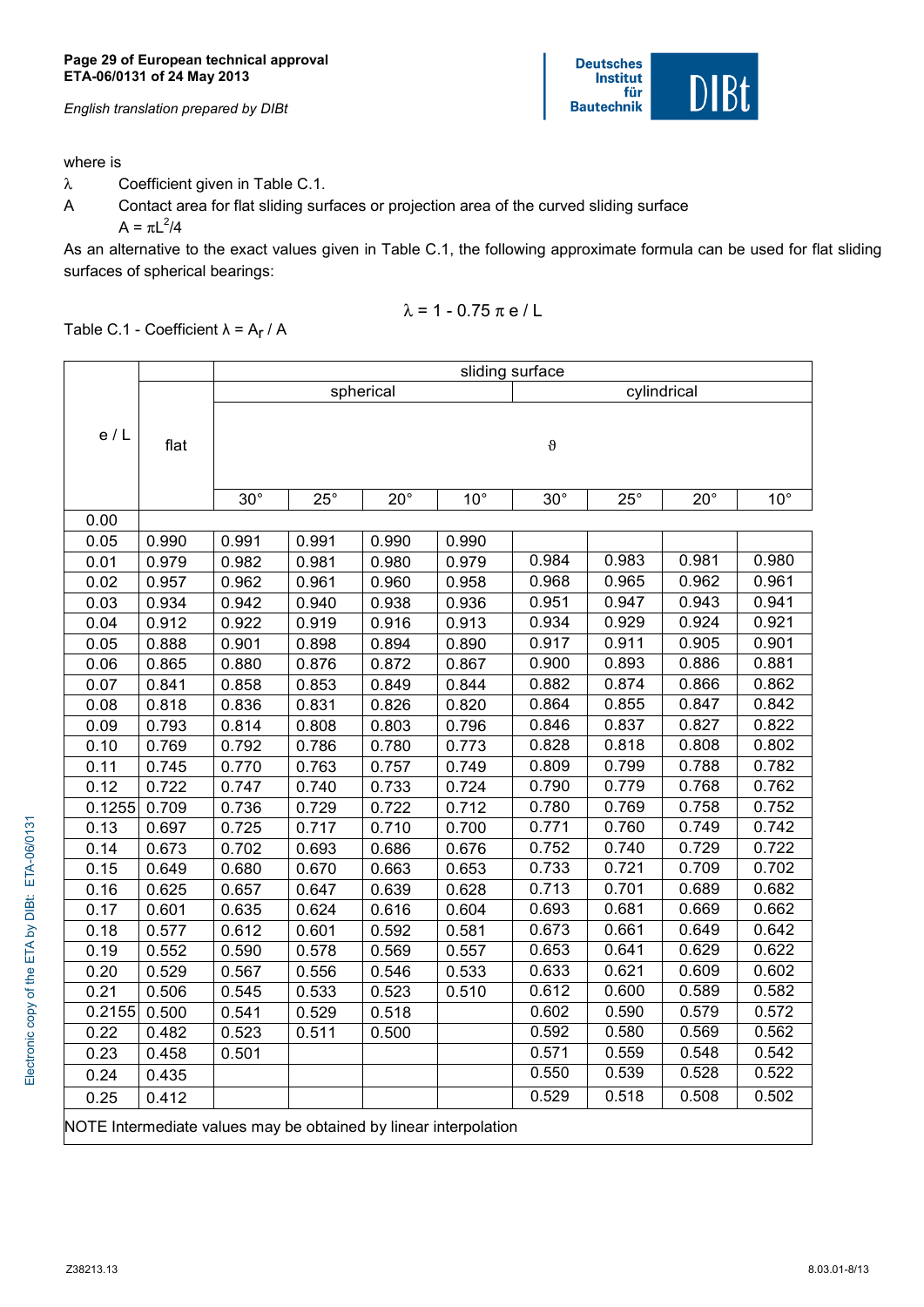where is

λ Coefficient given in Table C.1.

A Contact area for flat sliding surfaces or projection area of the curved sliding surface
$A = \pi L^2/4$

As an alternative to the exact values given in Table C.1, the following approximate formula can be used for flat sliding surfaces of spherical bearings:

$$\lambda = 1 - 0.75\,\pi\,e\,/\,L$$

Table C.1 - Coefficient $\lambda = A_r / A$

| e / L | flat | sliding surface | | | | | | | |
|---|---|---|---|---|---|---|---|---|---|
| | | spherical | | | | cylindrical | | | |
| | | $\vartheta$ | | | | | | | |
| | | 30° | 25° | 20° | 10° | 30° | 25° | 20° | 10° |
| 0.00 | | | | | | | | | |
| 0.05 | 0.990 | 0.991 | 0.991 | 0.990 | 0.990 | | | | |
| 0.01 | 0.979 | 0.982 | 0.981 | 0.980 | 0.979 | 0.984 | 0.983 | 0.981 | 0.980 |
| 0.02 | 0.957 | 0.962 | 0.961 | 0.960 | 0.958 | 0.968 | 0.965 | 0.962 | 0.961 |
| 0.03 | 0.934 | 0.942 | 0.940 | 0.938 | 0.936 | 0.951 | 0.947 | 0.943 | 0.941 |
| 0.04 | 0.912 | 0.922 | 0.919 | 0.916 | 0.913 | 0.934 | 0.929 | 0.924 | 0.921 |
| 0.05 | 0.888 | 0.901 | 0.898 | 0.894 | 0.890 | 0.917 | 0.911 | 0.905 | 0.901 |
| 0.06 | 0.865 | 0.880 | 0.876 | 0.872 | 0.867 | 0.900 | 0.893 | 0.886 | 0.881 |
| 0.07 | 0.841 | 0.858 | 0.853 | 0.849 | 0.844 | 0.882 | 0.874 | 0.866 | 0.862 |
| 0.08 | 0.818 | 0.836 | 0.831 | 0.826 | 0.820 | 0.864 | 0.855 | 0.847 | 0.842 |
| 0.09 | 0.793 | 0.814 | 0.808 | 0.803 | 0.796 | 0.846 | 0.837 | 0.827 | 0.822 |
| 0.10 | 0.769 | 0.792 | 0.786 | 0.780 | 0.773 | 0.828 | 0.818 | 0.808 | 0.802 |
| 0.11 | 0.745 | 0.770 | 0.763 | 0.757 | 0.749 | 0.809 | 0.799 | 0.788 | 0.782 |
| 0.12 | 0.722 | 0.747 | 0.740 | 0.733 | 0.724 | 0.790 | 0.779 | 0.768 | 0.762 |
| 0.1255 | 0.709 | 0.736 | 0.729 | 0.722 | 0.712 | 0.780 | 0.769 | 0.758 | 0.752 |
| 0.13 | 0.697 | 0.725 | 0.717 | 0.710 | 0.700 | 0.771 | 0.760 | 0.749 | 0.742 |
| 0.14 | 0.673 | 0.702 | 0.693 | 0.686 | 0.676 | 0.752 | 0.740 | 0.729 | 0.722 |
| 0.15 | 0.649 | 0.680 | 0.670 | 0.663 | 0.653 | 0.733 | 0.721 | 0.709 | 0.702 |
| 0.16 | 0.625 | 0.657 | 0.647 | 0.639 | 0.628 | 0.713 | 0.701 | 0.689 | 0.682 |
| 0.17 | 0.601 | 0.635 | 0.624 | 0.616 | 0.604 | 0.693 | 0.681 | 0.669 | 0.662 |
| 0.18 | 0.577 | 0.612 | 0.601 | 0.592 | 0.581 | 0.673 | 0.661 | 0.649 | 0.642 |
| 0.19 | 0.552 | 0.590 | 0.578 | 0.569 | 0.557 | 0.653 | 0.641 | 0.629 | 0.622 |
| 0.20 | 0.529 | 0.567 | 0.556 | 0.546 | 0.533 | 0.633 | 0.621 | 0.609 | 0.602 |
| 0.21 | 0.506 | 0.545 | 0.533 | 0.523 | 0.510 | 0.612 | 0.600 | 0.589 | 0.582 |
| 0.2155 | 0.500 | 0.541 | 0.529 | 0.518 | | 0.602 | 0.590 | 0.579 | 0.572 |
| 0.22 | 0.482 | 0.523 | 0.511 | 0.500 | | 0.592 | 0.580 | 0.569 | 0.562 |
| 0.23 | 0.458 | 0.501 | | | | 0.571 | 0.559 | 0.548 | 0.542 |
| 0.24 | 0.435 | | | | | 0.550 | 0.539 | 0.528 | 0.522 |
| 0.25 | 0.412 | | | | | 0.529 | 0.518 | 0.508 | 0.502 |
| NOTE Intermediate values may be obtained by linear interpolation | | | | | | | | | |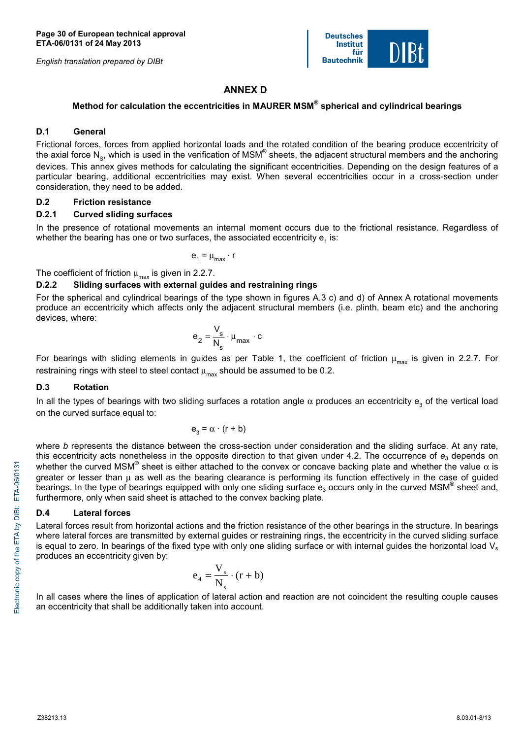# ANNEX D

**Method for calculation the eccentricities in MAURER MSM® spherical and cylindrical bearings**

## D.1 General

Frictional forces, forces from applied horizontal loads and the rotated condition of the bearing produce eccentricity of the axial force $N_S$, which is used in the verification of MSM® sheets, the adjacent structural members and the anchoring devices. This annex gives methods for calculating the significant eccentricities. Depending on the design features of a particular bearing, additional eccentricities may exist. When several eccentricities occur in a cross-section under consideration, they need to be added.

## D.2 Friction resistance

### D.2.1 Curved sliding surfaces

In the presence of rotational movements an internal moment occurs due to the frictional resistance. Regardless of whether the bearing has one or two surfaces, the associated eccentricity $e_1$ is:

$$e_1 = \mu_{max} \cdot r$$

The coefficient of friction $\mu_{max}$ is given in 2.2.7.

### D.2.2 Sliding surfaces with external guides and restraining rings

For the spherical and cylindrical bearings of the type shown in figures A.3 c) and d) of Annex A rotational movements produce an eccentricity which affects only the adjacent structural members (i.e. plinth, beam etc) and the anchoring devices, where:

$$e_2 = \frac{V_s}{N_s} \cdot \mu_{max} \cdot c$$

For bearings with sliding elements in guides as per Table 1, the coefficient of friction $\mu_{max}$ is given in 2.2.7. For restraining rings with steel to steel contact $\mu_{max}$ should be assumed to be 0.2.

## D.3 Rotation

In all the types of bearings with two sliding surfaces a rotation angle $\alpha$ produces an eccentricity $e_3$ of the vertical load on the curved surface equal to:

$$e_3 = \alpha \cdot (r + b)$$

where *b* represents the distance between the cross-section under consideration and the sliding surface. At any rate, this eccentricity acts nonetheless in the opposite direction to that given under 4.2. The occurrence of $e_3$ depends on whether the curved MSM® sheet is either attached to the convex or concave backing plate and whether the value $\alpha$ is greater or lesser than $\mu$ as well as the bearing clearance is performing its function effectively in the case of guided bearings. In the type of bearings equipped with only one sliding surface $e_3$ occurs only in the curved MSM® sheet and, furthermore, only when said sheet is attached to the convex backing plate.

## D.4 Lateral forces

Lateral forces result from horizontal actions and the friction resistance of the other bearings in the structure. In bearings where lateral forces are transmitted by external guides or restraining rings, the eccentricity in the curved sliding surface is equal to zero. In bearings of the fixed type with only one sliding surface or with internal guides the horizontal load $V_s$ produces an eccentricity given by:

$$e_4 = \frac{V_s}{N_s} \cdot (r + b)$$

In all cases where the lines of application of lateral action and reaction are not coincident the resulting couple causes an eccentricity that shall be additionally taken into account.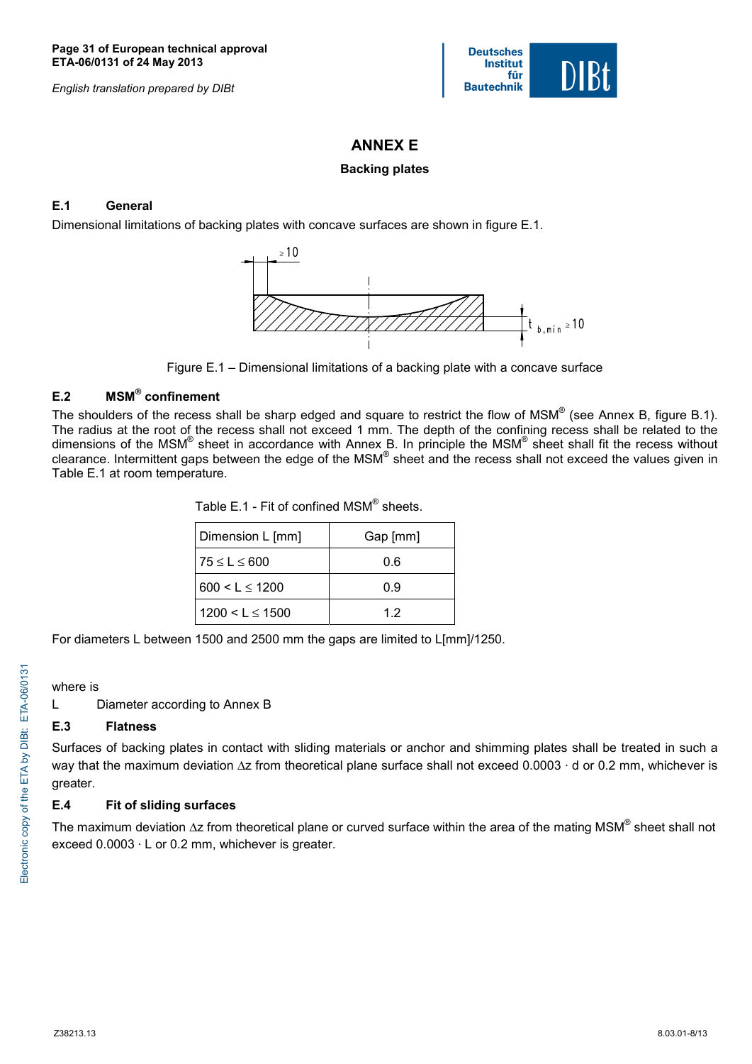# ANNEX E

## Backing plates

### E.1 General

Dimensional limitations of backing plates with concave surfaces are shown in figure E.1.

Figure E.1 – Dimensional limitations of a backing plate with a concave surface

### E.2 MSM® confinement

The shoulders of the recess shall be sharp edged and square to restrict the flow of MSM® (see Annex B, figure B.1). The radius at the root of the recess shall not exceed 1 mm. The depth of the confining recess shall be related to the dimensions of the MSM® sheet in accordance with Annex B. In principle the MSM® sheet shall fit the recess without clearance. Intermittent gaps between the edge of the MSM® sheet and the recess shall not exceed the values given in Table E.1 at room temperature.

Table E.1 - Fit of confined MSM® sheets.

| Dimension L [mm] | Gap [mm] |
|---|---|
| $75 \leq L \leq 600$ | 0.6 |
| $600 < L \leq 1200$ | 0.9 |
| $1200 < L \leq 1500$ | 1.2 |

For diameters L between 1500 and 2500 mm the gaps are limited to L[mm]/1250.

where is

L Diameter according to Annex B

### E.3 Flatness

Surfaces of backing plates in contact with sliding materials or anchor and shimming plates shall be treated in such a way that the maximum deviation $\Delta z$ from theoretical plane surface shall not exceed $0.0003 \cdot d$ or 0.2 mm, whichever is greater.

### E.4 Fit of sliding surfaces

The maximum deviation $\Delta z$ from theoretical plane or curved surface within the area of the mating MSM® sheet shall not exceed $0.0003 \cdot L$ or 0.2 mm, whichever is greater.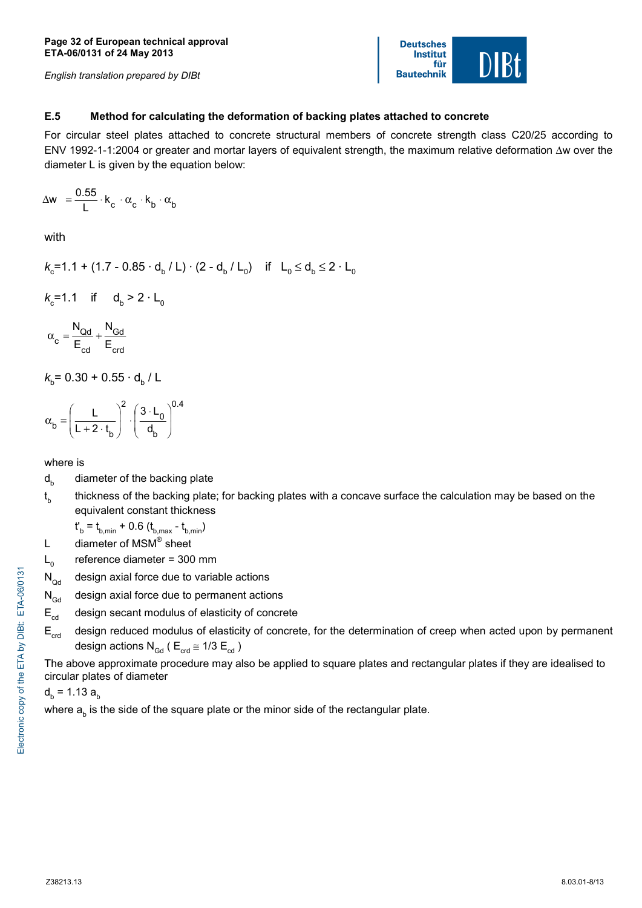## E.5 Method for calculating the deformation of backing plates attached to concrete

For circular steel plates attached to concrete structural members of concrete strength class C20/25 according to ENV 1992-1-1:2004 or greater and mortar layers of equivalent strength, the maximum relative deformation $\Delta w$ over the diameter L is given by the equation below:

$$\Delta w = \frac{0.55}{L} \cdot k_c \cdot \alpha_c \cdot k_b \cdot \alpha_b$$

with

$k_c = 1.1 + (1.7 - 0.85 \cdot d_b / L) \cdot (2 - d_b / L_0)$ if $L_0 \leq d_b \leq 2 \cdot L_0$

$k_c = 1.1$ if $d_b > 2 \cdot L_0$

$$\alpha_c = \frac{N_{Qd}}{E_{cd}} + \frac{N_{Gd}}{E_{crd}}$$

$k_b = 0.30 + 0.55 \cdot d_b / L$

$$\alpha_b = \left(\frac{L}{L + 2 \cdot t_b}\right)^2 \cdot \left(\frac{3 \cdot L_0}{d_b}\right)^{0.4}$$

where is

- $d_b$ diameter of the backing plate
- $t_b$ thickness of the backing plate; for backing plates with a concave surface the calculation may be based on the equivalent constant thickness
  $t'_b = t_{b,min} + 0.6\,(t_{b,max} - t_{b,min})$
- L diameter of MSM® sheet
- $L_0$ reference diameter = 300 mm
- $N_{Qd}$ design axial force due to variable actions
- $N_{Gd}$ design axial force due to permanent actions
- $E_{cd}$ design secant modulus of elasticity of concrete
- $E_{crd}$ design reduced modulus of elasticity of concrete, for the determination of creep when acted upon by permanent design actions $N_{Gd}$ ( $E_{crd} \cong 1/3\, E_{cd}$ )

The above approximate procedure may also be applied to square plates and rectangular plates if they are idealised to circular plates of diameter

$d_b = 1.13\, a_b$

where $a_b$ is the side of the square plate or the minor side of the rectangular plate.